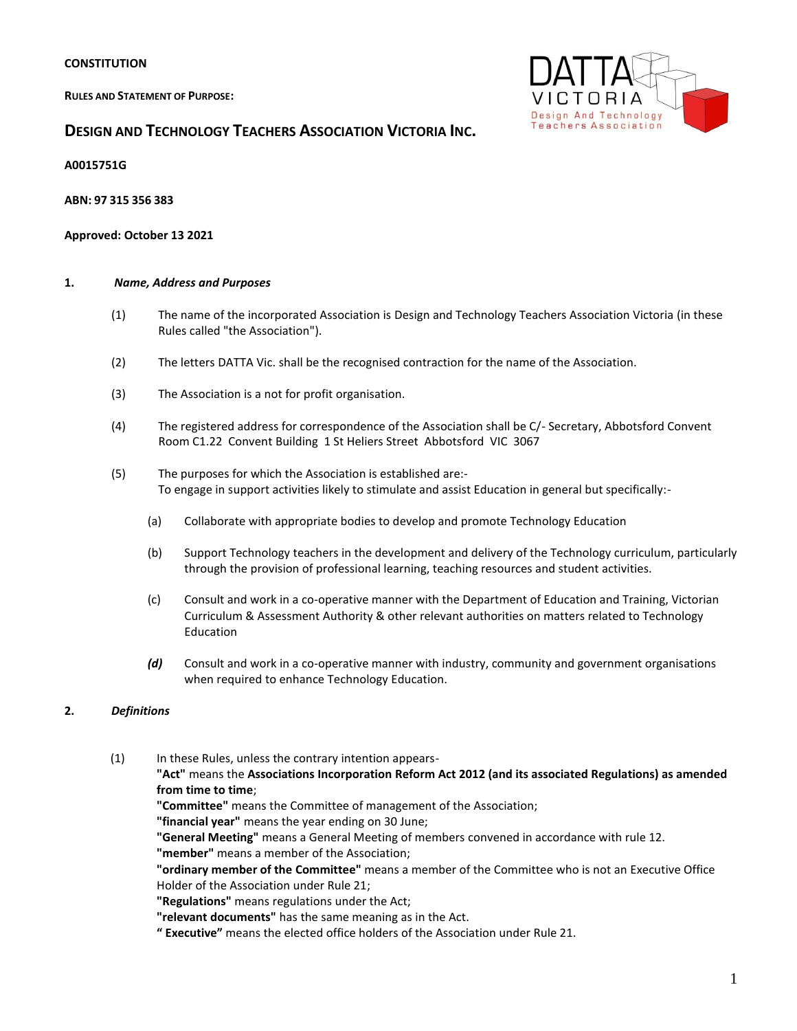**CONSTITUTION**

**RULES AND STATEMENT OF PURPOSE:**

# DESIGN AND TECHNOLOGY TEACHERS ASSOCIATION VICTORIA INC.

**A0015751G**

**ABN: 97 315 356 383**

**Approved: October 13 2021**

**1. *Name, Address and Purposes***

(1) The name of the incorporated Association is Design and Technology Teachers Association Victoria (in these Rules called "the Association").

(2) The letters DATTA Vic. shall be the recognised contraction for the name of the Association.

(3) The Association is a not for profit organisation.

(4) The registered address for correspondence of the Association shall be C/- Secretary, Abbotsford Convent Room C1.22 Convent Building 1 St Heliers Street Abbotsford VIC 3067

(5) The purposes for which the Association is established are:-
To engage in support activities likely to stimulate and assist Education in general but specifically:-

(a) Collaborate with appropriate bodies to develop and promote Technology Education

(b) Support Technology teachers in the development and delivery of the Technology curriculum, particularly through the provision of professional learning, teaching resources and student activities.

(c) Consult and work in a co-operative manner with the Department of Education and Training, Victorian Curriculum & Assessment Authority & other relevant authorities on matters related to Technology Education

*(d)* Consult and work in a co-operative manner with industry, community and government organisations when required to enhance Technology Education.

**2. *Definitions***

(1) In these Rules, unless the contrary intention appears-
**"Act"** means the **Associations Incorporation Reform Act 2012 (and its associated Regulations) as amended from time to time**;
**"Committee"** means the Committee of management of the Association;
**"financial year"** means the year ending on 30 June;
**"General Meeting"** means a General Meeting of members convened in accordance with rule 12.
**"member"** means a member of the Association;
**"ordinary member of the Committee"** means a member of the Committee who is not an Executive Office Holder of the Association under Rule 21;
**"Regulations"** means regulations under the Act;
**"relevant documents"** has the same meaning as in the Act.
**" Executive"** means the elected office holders of the Association under Rule 21.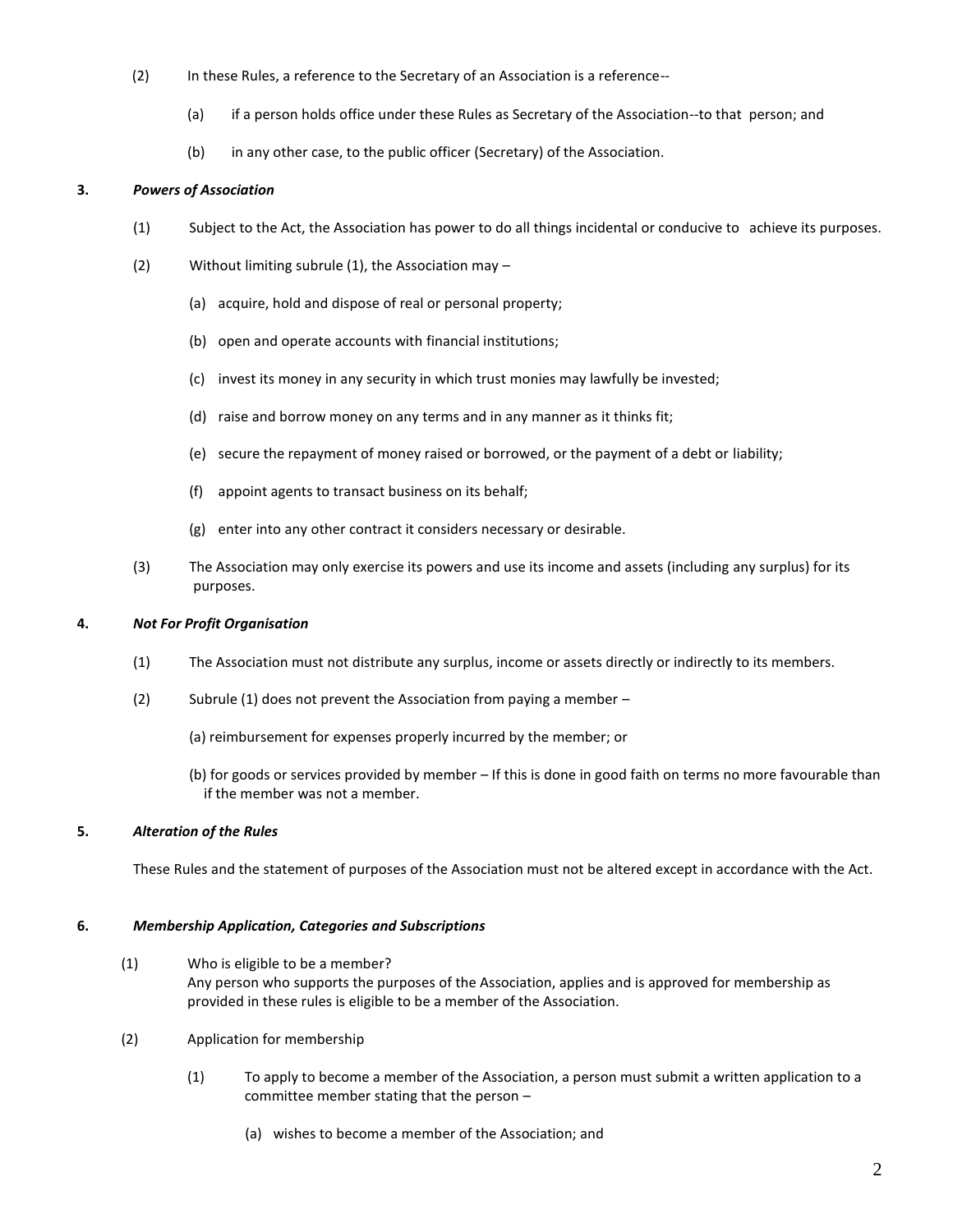(2) In these Rules, a reference to the Secretary of an Association is a reference--

(a) if a person holds office under these Rules as Secretary of the Association--to that person; and

(b) in any other case, to the public officer (Secretary) of the Association.

**3. *Powers of Association***

(1) Subject to the Act, the Association has power to do all things incidental or conducive to achieve its purposes.

(2) Without limiting subrule (1), the Association may –

(a) acquire, hold and dispose of real or personal property;

(b) open and operate accounts with financial institutions;

(c) invest its money in any security in which trust monies may lawfully be invested;

(d) raise and borrow money on any terms and in any manner as it thinks fit;

(e) secure the repayment of money raised or borrowed, or the payment of a debt or liability;

(f) appoint agents to transact business on its behalf;

(g) enter into any other contract it considers necessary or desirable.

(3) The Association may only exercise its powers and use its income and assets (including any surplus) for its purposes.

**4. *Not For Profit Organisation***

(1) The Association must not distribute any surplus, income or assets directly or indirectly to its members.

(2) Subrule (1) does not prevent the Association from paying a member –

(a) reimbursement for expenses properly incurred by the member; or

(b) for goods or services provided by member – If this is done in good faith on terms no more favourable than if the member was not a member.

**5. *Alteration of the Rules***

These Rules and the statement of purposes of the Association must not be altered except in accordance with the Act.

**6. *Membership Application, Categories and Subscriptions***

(1) Who is eligible to be a member?
Any person who supports the purposes of the Association, applies and is approved for membership as provided in these rules is eligible to be a member of the Association.

(2) Application for membership

(1) To apply to become a member of the Association, a person must submit a written application to a committee member stating that the person –

(a) wishes to become a member of the Association; and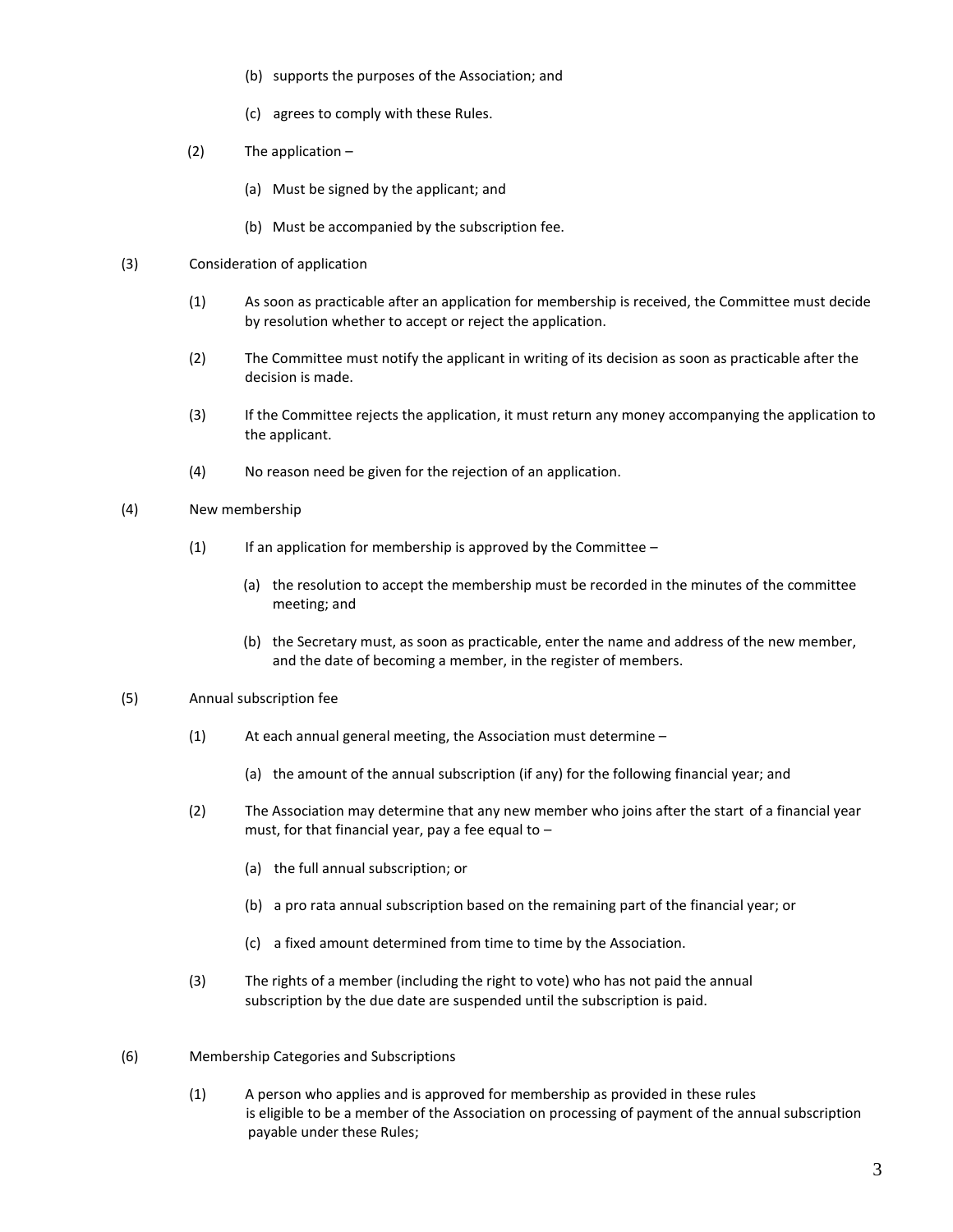(b) supports the purposes of the Association; and

(c) agrees to comply with these Rules.

(2) The application –

(a) Must be signed by the applicant; and

(b) Must be accompanied by the subscription fee.

(3) Consideration of application

(1) As soon as practicable after an application for membership is received, the Committee must decide by resolution whether to accept or reject the application.

(2) The Committee must notify the applicant in writing of its decision as soon as practicable after the decision is made.

(3) If the Committee rejects the application, it must return any money accompanying the application to the applicant.

(4) No reason need be given for the rejection of an application.

(4) New membership

(1) If an application for membership is approved by the Committee –

(a) the resolution to accept the membership must be recorded in the minutes of the committee meeting; and

(b) the Secretary must, as soon as practicable, enter the name and address of the new member, and the date of becoming a member, in the register of members.

(5) Annual subscription fee

(1) At each annual general meeting, the Association must determine –

(a) the amount of the annual subscription (if any) for the following financial year; and

(2) The Association may determine that any new member who joins after the start of a financial year must, for that financial year, pay a fee equal to –

(a) the full annual subscription; or

(b) a pro rata annual subscription based on the remaining part of the financial year; or

(c) a fixed amount determined from time to time by the Association.

(3) The rights of a member (including the right to vote) who has not paid the annual subscription by the due date are suspended until the subscription is paid.

(6) Membership Categories and Subscriptions

(1) A person who applies and is approved for membership as provided in these rules is eligible to be a member of the Association on processing of payment of the annual subscription payable under these Rules;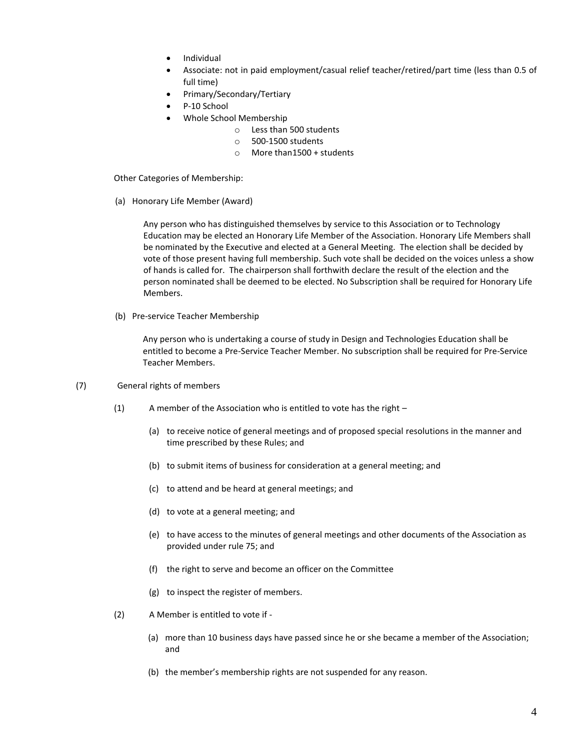- Individual
- Associate: not in paid employment/casual relief teacher/retired/part time (less than 0.5 of full time)
- Primary/Secondary/Tertiary
- P-10 School
- Whole School Membership
    - Less than 500 students
    - 500-1500 students
    - More than1500 + students

Other Categories of Membership:

(a) Honorary Life Member (Award)

Any person who has distinguished themselves by service to this Association or to Technology Education may be elected an Honorary Life Member of the Association. Honorary Life Members shall be nominated by the Executive and elected at a General Meeting. The election shall be decided by vote of those present having full membership. Such vote shall be decided on the voices unless a show of hands is called for. The chairperson shall forthwith declare the result of the election and the person nominated shall be deemed to be elected. No Subscription shall be required for Honorary Life Members.

(b) Pre-service Teacher Membership

Any person who is undertaking a course of study in Design and Technologies Education shall be entitled to become a Pre-Service Teacher Member. No subscription shall be required for Pre-Service Teacher Members.

(7) General rights of members

(1) A member of the Association who is entitled to vote has the right –

(a) to receive notice of general meetings and of proposed special resolutions in the manner and time prescribed by these Rules; and

(b) to submit items of business for consideration at a general meeting; and

(c) to attend and be heard at general meetings; and

(d) to vote at a general meeting; and

(e) to have access to the minutes of general meetings and other documents of the Association as provided under rule 75; and

(f) the right to serve and become an officer on the Committee

(g) to inspect the register of members.

(2) A Member is entitled to vote if -

(a) more than 10 business days have passed since he or she became a member of the Association; and

(b) the member's membership rights are not suspended for any reason.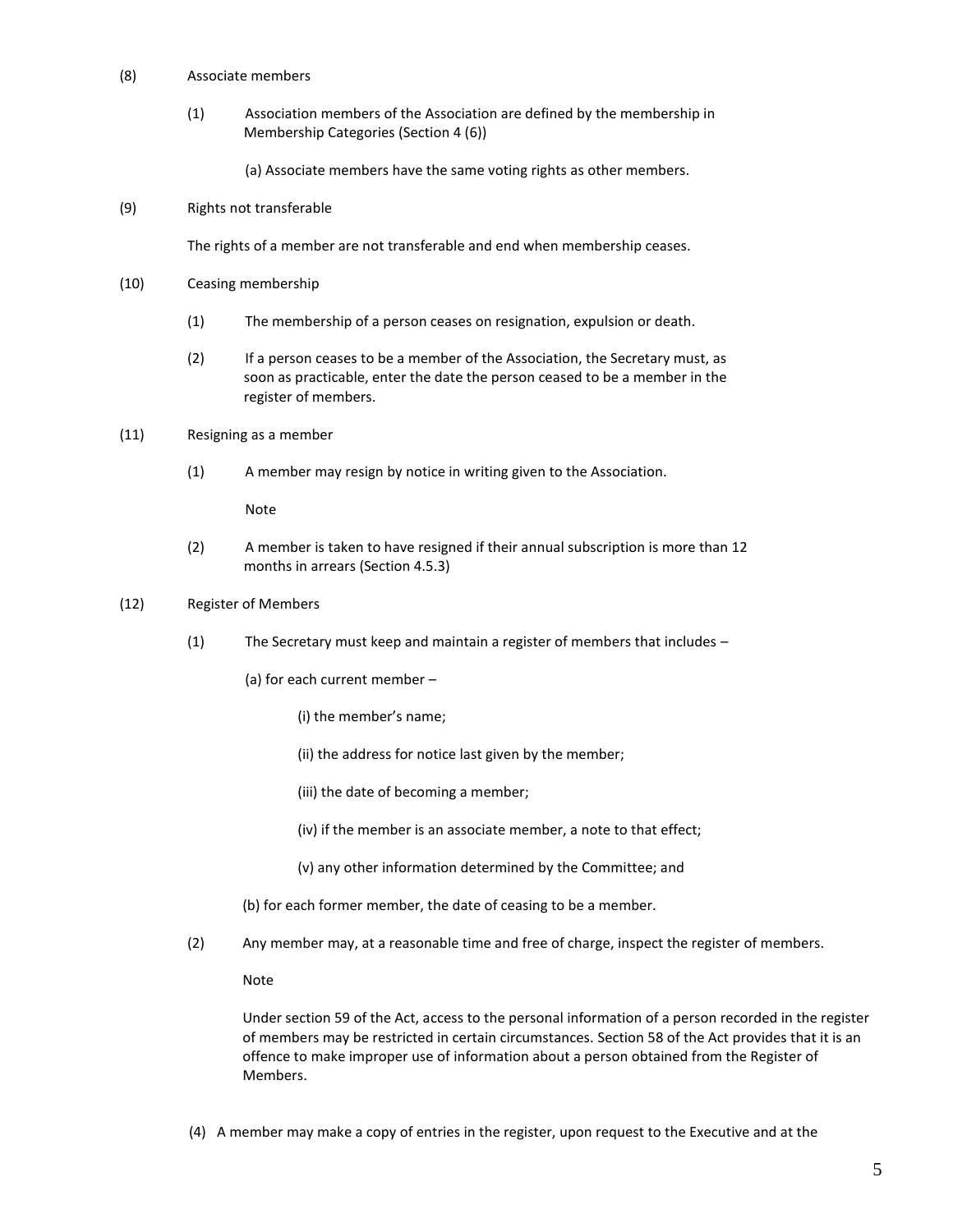(8) Associate members

(1) Association members of the Association are defined by the membership in Membership Categories (Section 4 (6))

(a) Associate members have the same voting rights as other members.

(9) Rights not transferable

The rights of a member are not transferable and end when membership ceases.

(10) Ceasing membership

(1) The membership of a person ceases on resignation, expulsion or death.

(2) If a person ceases to be a member of the Association, the Secretary must, as soon as practicable, enter the date the person ceased to be a member in the register of members.

(11) Resigning as a member

(1) A member may resign by notice in writing given to the Association.

Note

(2) A member is taken to have resigned if their annual subscription is more than 12 months in arrears (Section 4.5.3)

(12) Register of Members

(1) The Secretary must keep and maintain a register of members that includes –

(a) for each current member –

(i) the member's name;

(ii) the address for notice last given by the member;

(iii) the date of becoming a member;

(iv) if the member is an associate member, a note to that effect;

(v) any other information determined by the Committee; and

(b) for each former member, the date of ceasing to be a member.

(2) Any member may, at a reasonable time and free of charge, inspect the register of members.

Note

Under section 59 of the Act, access to the personal information of a person recorded in the register of members may be restricted in certain circumstances. Section 58 of the Act provides that it is an offence to make improper use of information about a person obtained from the Register of Members.

(4) A member may make a copy of entries in the register, upon request to the Executive and at the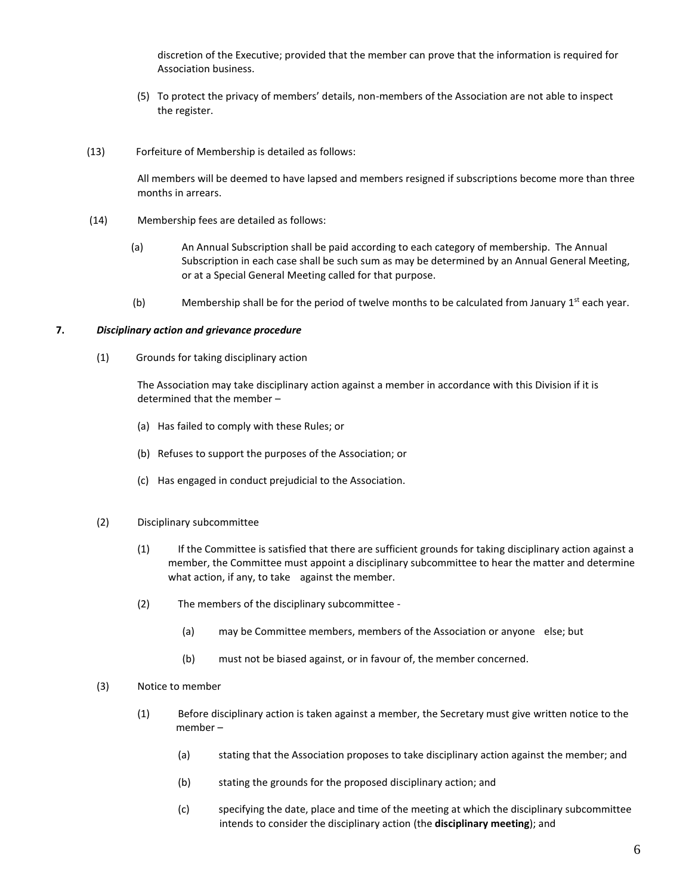discretion of the Executive; provided that the member can prove that the information is required for Association business.

(5) To protect the privacy of members' details, non-members of the Association are not able to inspect the register.

(13) Forfeiture of Membership is detailed as follows:

All members will be deemed to have lapsed and members resigned if subscriptions become more than three months in arrears.

(14) Membership fees are detailed as follows:

(a) An Annual Subscription shall be paid according to each category of membership. The Annual Subscription in each case shall be such sum as may be determined by an Annual General Meeting, or at a Special General Meeting called for that purpose.

(b) Membership shall be for the period of twelve months to be calculated from January 1st each year.

**7. *Disciplinary action and grievance procedure***

(1) Grounds for taking disciplinary action

The Association may take disciplinary action against a member in accordance with this Division if it is determined that the member –

(a) Has failed to comply with these Rules; or

(b) Refuses to support the purposes of the Association; or

(c) Has engaged in conduct prejudicial to the Association.

(2) Disciplinary subcommittee

(1) If the Committee is satisfied that there are sufficient grounds for taking disciplinary action against a member, the Committee must appoint a disciplinary subcommittee to hear the matter and determine what action, if any, to take against the member.

(2) The members of the disciplinary subcommittee -

(a) may be Committee members, members of the Association or anyone else; but

(b) must not be biased against, or in favour of, the member concerned.

(3) Notice to member

(1) Before disciplinary action is taken against a member, the Secretary must give written notice to the member –

(a) stating that the Association proposes to take disciplinary action against the member; and

(b) stating the grounds for the proposed disciplinary action; and

(c) specifying the date, place and time of the meeting at which the disciplinary subcommittee intends to consider the disciplinary action (the **disciplinary meeting**); and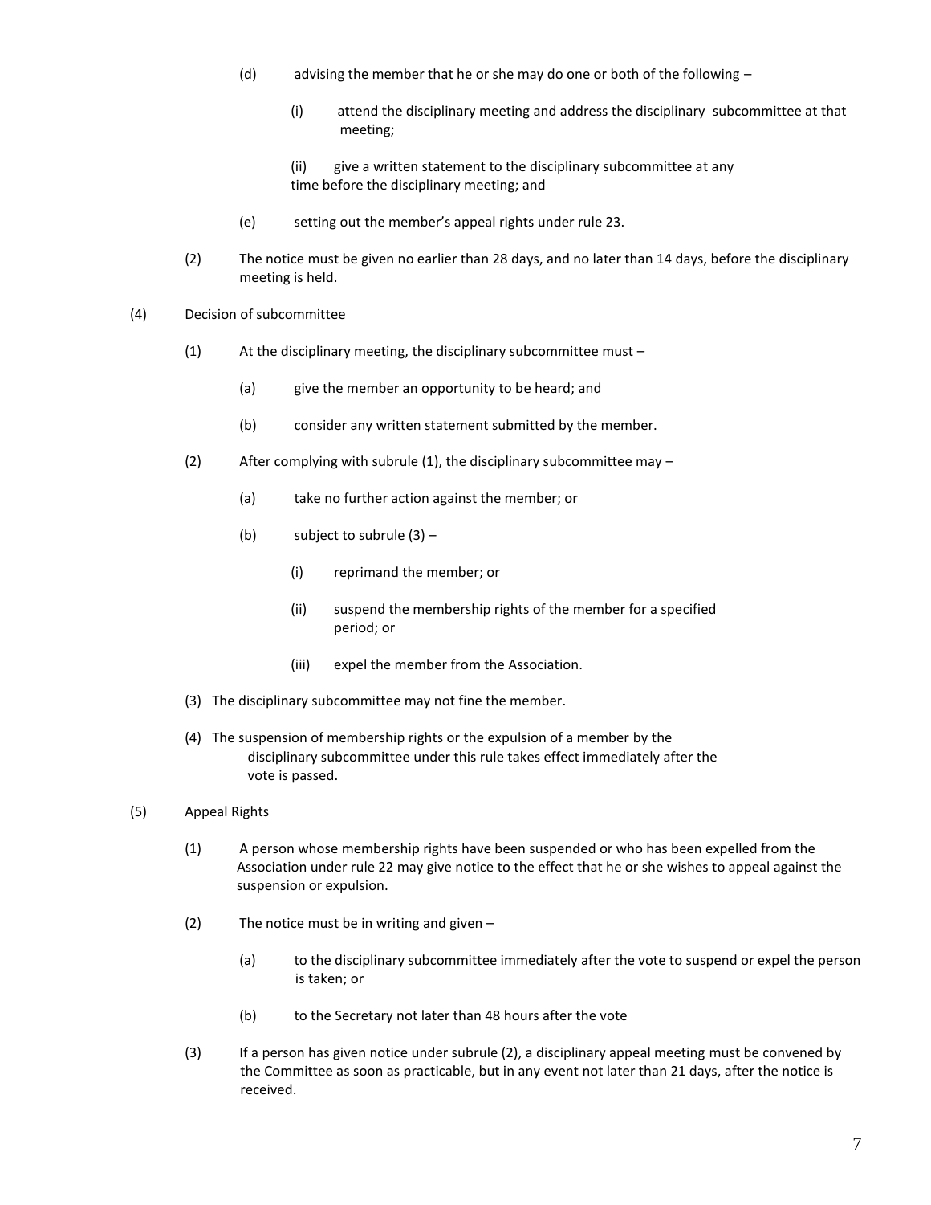(d) advising the member that he or she may do one or both of the following –

  (i) attend the disciplinary meeting and address the disciplinary subcommittee at that meeting;

  (ii) give a written statement to the disciplinary subcommittee at any time before the disciplinary meeting; and

(e) setting out the member's appeal rights under rule 23.

(2) The notice must be given no earlier than 28 days, and no later than 14 days, before the disciplinary meeting is held.

(4) Decision of subcommittee

(1) At the disciplinary meeting, the disciplinary subcommittee must –

  (a) give the member an opportunity to be heard; and

  (b) consider any written statement submitted by the member.

(2) After complying with subrule (1), the disciplinary subcommittee may –

  (a) take no further action against the member; or

  (b) subject to subrule (3) –

    (i) reprimand the member; or

    (ii) suspend the membership rights of the member for a specified period; or

    (iii) expel the member from the Association.

(3) The disciplinary subcommittee may not fine the member.

(4) The suspension of membership rights or the expulsion of a member by the disciplinary subcommittee under this rule takes effect immediately after the vote is passed.

(5) Appeal Rights

(1) A person whose membership rights have been suspended or who has been expelled from the Association under rule 22 may give notice to the effect that he or she wishes to appeal against the suspension or expulsion.

(2) The notice must be in writing and given –

  (a) to the disciplinary subcommittee immediately after the vote to suspend or expel the person is taken; or

  (b) to the Secretary not later than 48 hours after the vote

(3) If a person has given notice under subrule (2), a disciplinary appeal meeting must be convened by the Committee as soon as practicable, but in any event not later than 21 days, after the notice is received.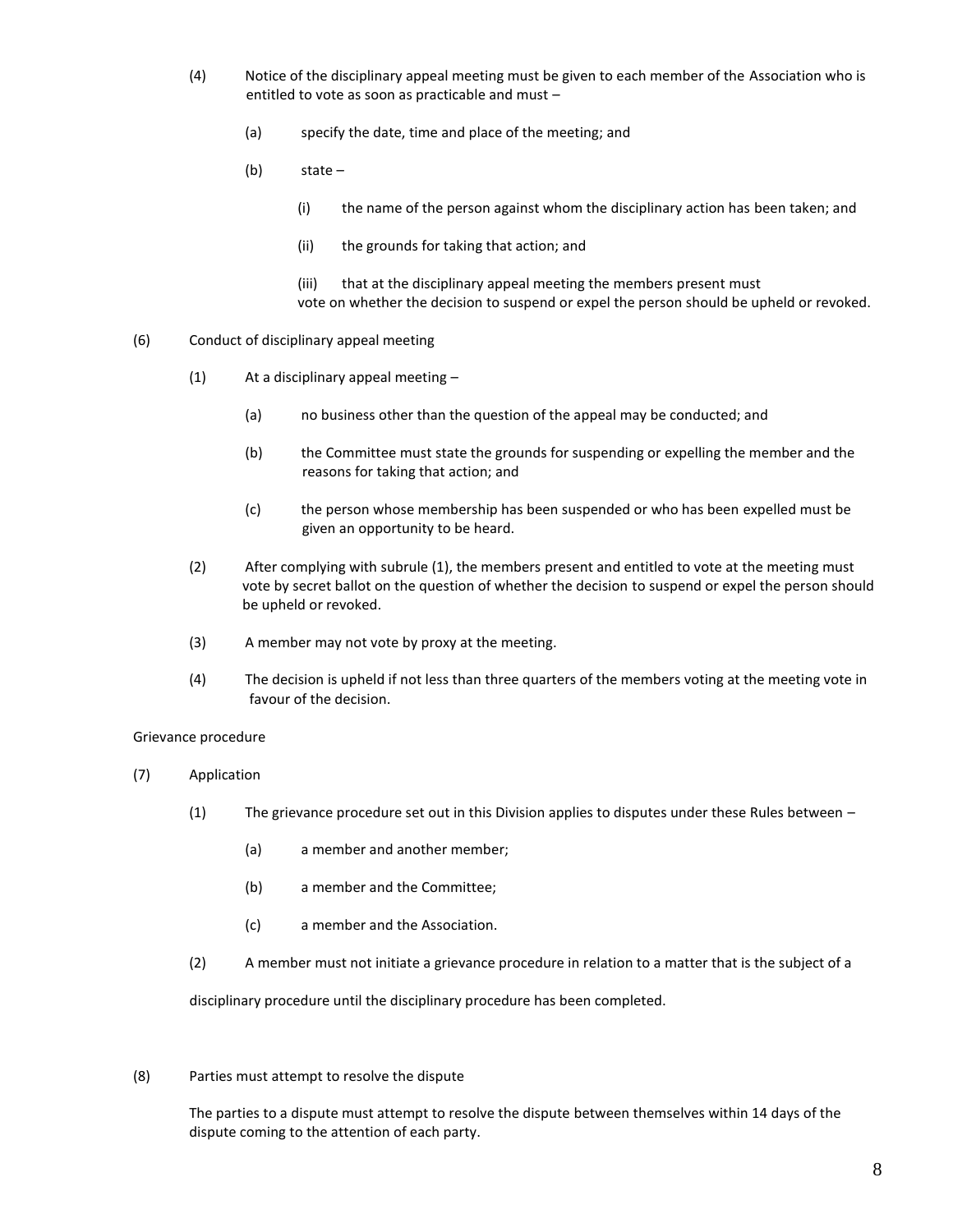(4) Notice of the disciplinary appeal meeting must be given to each member of the Association who is entitled to vote as soon as practicable and must –

(a) specify the date, time and place of the meeting; and

(b) state –

(i) the name of the person against whom the disciplinary action has been taken; and

(ii) the grounds for taking that action; and

(iii) that at the disciplinary appeal meeting the members present must vote on whether the decision to suspend or expel the person should be upheld or revoked.

(6) Conduct of disciplinary appeal meeting

(1) At a disciplinary appeal meeting –

(a) no business other than the question of the appeal may be conducted; and

(b) the Committee must state the grounds for suspending or expelling the member and the reasons for taking that action; and

(c) the person whose membership has been suspended or who has been expelled must be given an opportunity to be heard.

(2) After complying with subrule (1), the members present and entitled to vote at the meeting must vote by secret ballot on the question of whether the decision to suspend or expel the person should be upheld or revoked.

(3) A member may not vote by proxy at the meeting.

(4) The decision is upheld if not less than three quarters of the members voting at the meeting vote in favour of the decision.

Grievance procedure

(7) Application

(1) The grievance procedure set out in this Division applies to disputes under these Rules between –

(a) a member and another member;

(b) a member and the Committee;

(c) a member and the Association.

(2) A member must not initiate a grievance procedure in relation to a matter that is the subject of a disciplinary procedure until the disciplinary procedure has been completed.

(8) Parties must attempt to resolve the dispute

The parties to a dispute must attempt to resolve the dispute between themselves within 14 days of the dispute coming to the attention of each party.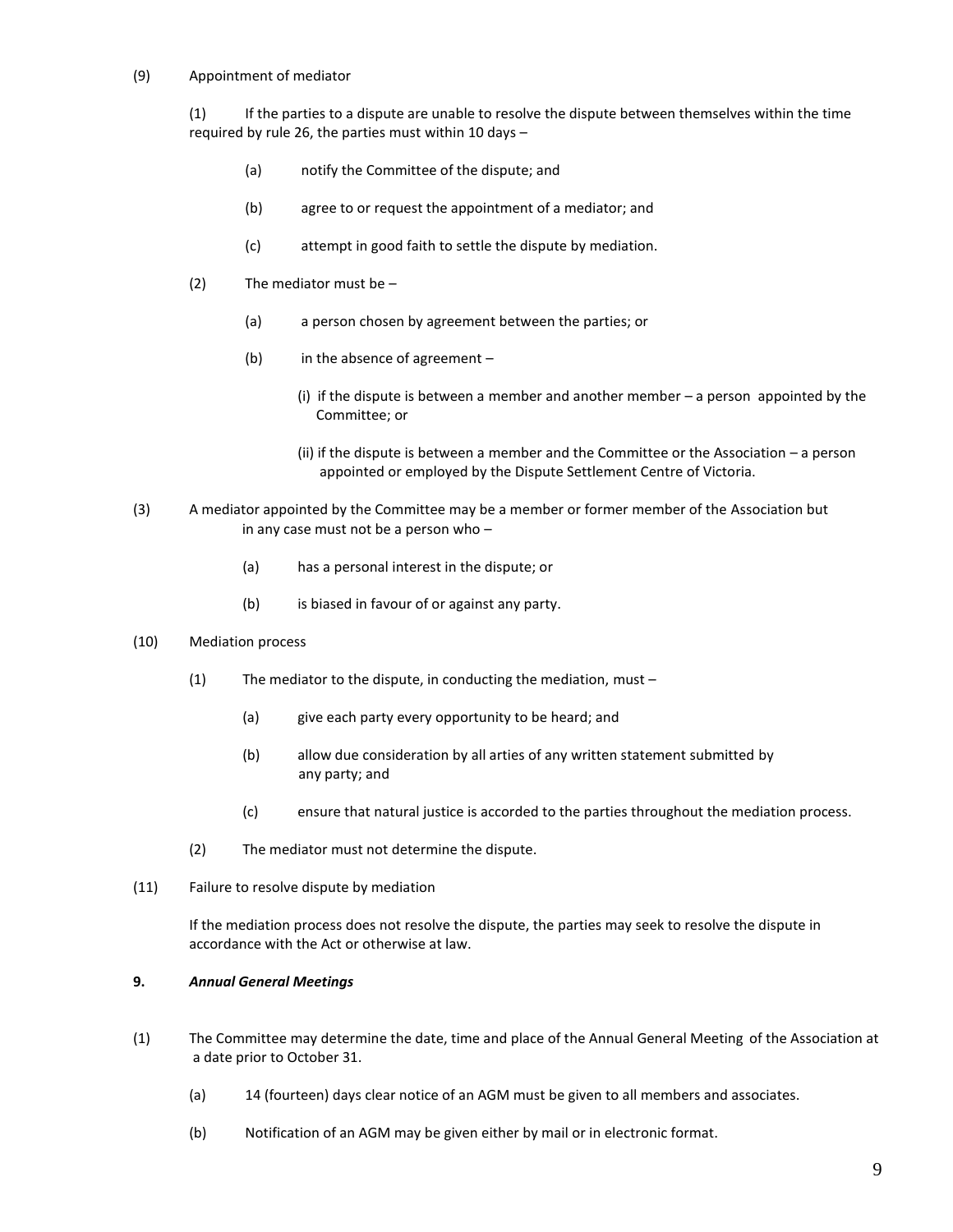(9) Appointment of mediator

(1) If the parties to a dispute are unable to resolve the dispute between themselves within the time required by rule 26, the parties must within 10 days –

(a) notify the Committee of the dispute; and

(b) agree to or request the appointment of a mediator; and

(c) attempt in good faith to settle the dispute by mediation.

(2) The mediator must be –

(a) a person chosen by agreement between the parties; or

(b) in the absence of agreement –

(i) if the dispute is between a member and another member – a person appointed by the Committee; or

(ii) if the dispute is between a member and the Committee or the Association – a person appointed or employed by the Dispute Settlement Centre of Victoria.

(3) A mediator appointed by the Committee may be a member or former member of the Association but in any case must not be a person who –

(a) has a personal interest in the dispute; or

(b) is biased in favour of or against any party.

(10) Mediation process

(1) The mediator to the dispute, in conducting the mediation, must –

(a) give each party every opportunity to be heard; and

(b) allow due consideration by all arties of any written statement submitted by any party; and

(c) ensure that natural justice is accorded to the parties throughout the mediation process.

(2) The mediator must not determine the dispute.

(11) Failure to resolve dispute by mediation

If the mediation process does not resolve the dispute, the parties may seek to resolve the dispute in accordance with the Act or otherwise at law.

**9. *Annual General Meetings***

(1) The Committee may determine the date, time and place of the Annual General Meeting of the Association at a date prior to October 31.

(a) 14 (fourteen) days clear notice of an AGM must be given to all members and associates.

(b) Notification of an AGM may be given either by mail or in electronic format.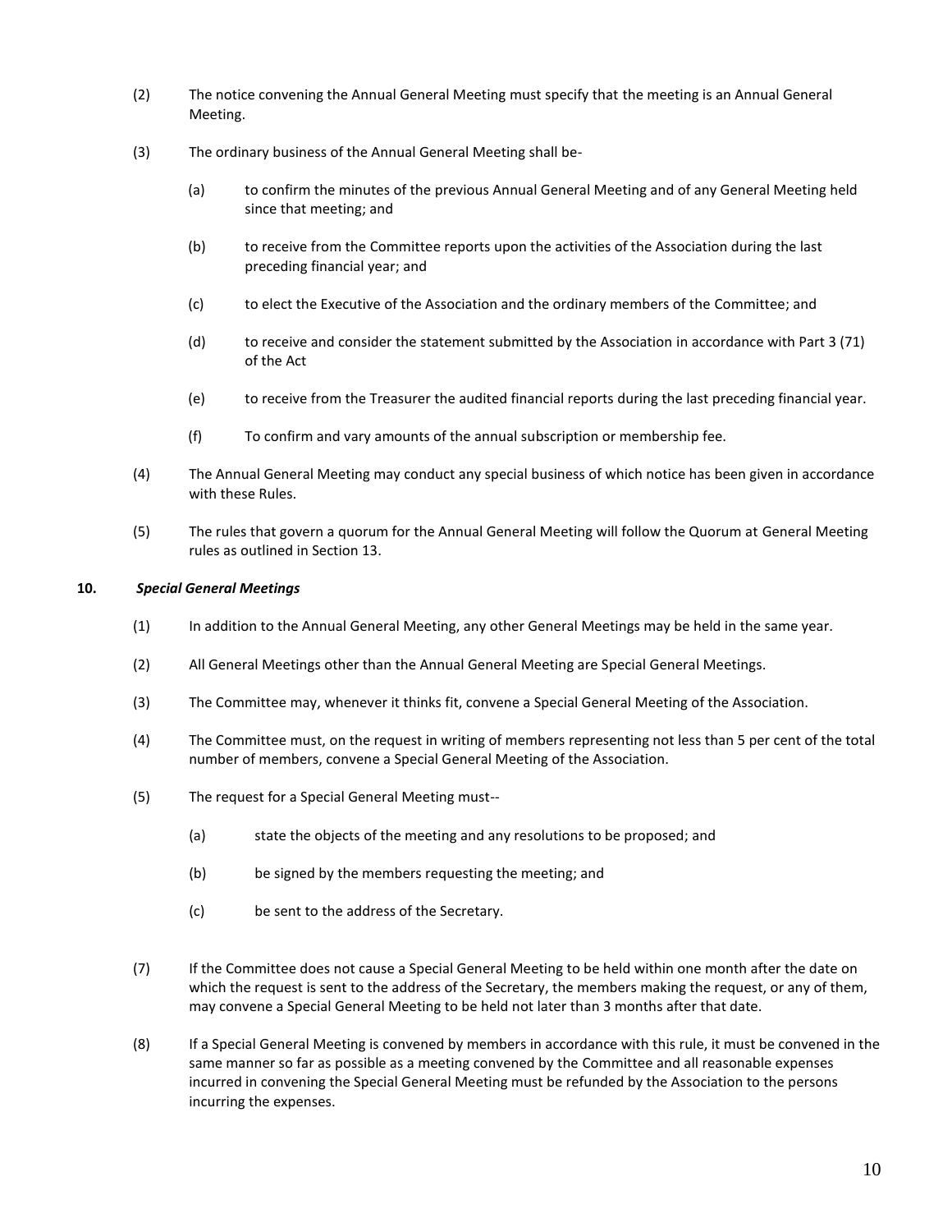(2) The notice convening the Annual General Meeting must specify that the meeting is an Annual General Meeting.

(3) The ordinary business of the Annual General Meeting shall be-

(a) to confirm the minutes of the previous Annual General Meeting and of any General Meeting held since that meeting; and

(b) to receive from the Committee reports upon the activities of the Association during the last preceding financial year; and

(c) to elect the Executive of the Association and the ordinary members of the Committee; and

(d) to receive and consider the statement submitted by the Association in accordance with Part 3 (71) of the Act

(e) to receive from the Treasurer the audited financial reports during the last preceding financial year.

(f) To confirm and vary amounts of the annual subscription or membership fee.

(4) The Annual General Meeting may conduct any special business of which notice has been given in accordance with these Rules.

(5) The rules that govern a quorum for the Annual General Meeting will follow the Quorum at General Meeting rules as outlined in Section 13.

**10. *Special General Meetings***

(1) In addition to the Annual General Meeting, any other General Meetings may be held in the same year.

(2) All General Meetings other than the Annual General Meeting are Special General Meetings.

(3) The Committee may, whenever it thinks fit, convene a Special General Meeting of the Association.

(4) The Committee must, on the request in writing of members representing not less than 5 per cent of the total number of members, convene a Special General Meeting of the Association.

(5) The request for a Special General Meeting must--

(a) state the objects of the meeting and any resolutions to be proposed; and

(b) be signed by the members requesting the meeting; and

(c) be sent to the address of the Secretary.

(7) If the Committee does not cause a Special General Meeting to be held within one month after the date on which the request is sent to the address of the Secretary, the members making the request, or any of them, may convene a Special General Meeting to be held not later than 3 months after that date.

(8) If a Special General Meeting is convened by members in accordance with this rule, it must be convened in the same manner so far as possible as a meeting convened by the Committee and all reasonable expenses incurred in convening the Special General Meeting must be refunded by the Association to the persons incurring the expenses.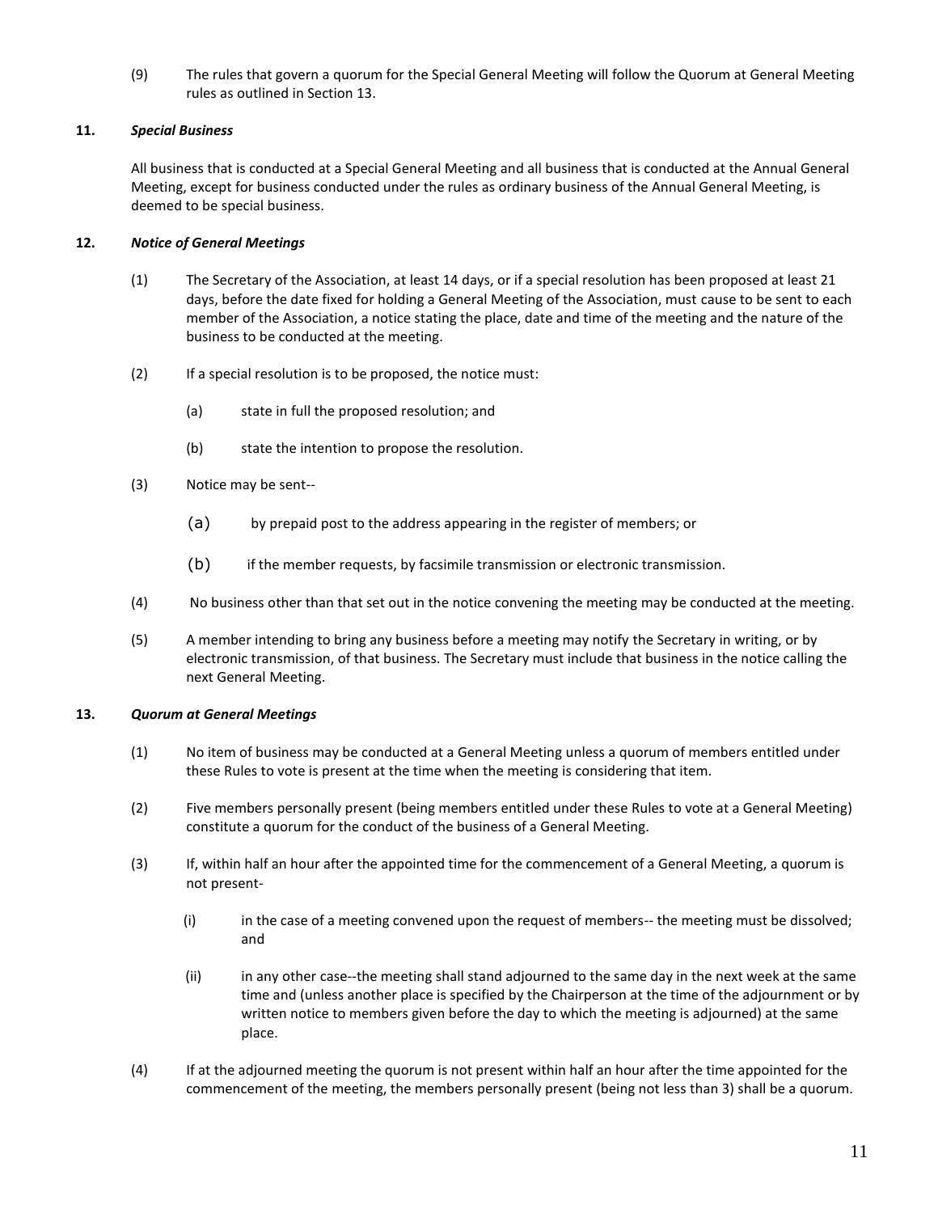(9) The rules that govern a quorum for the Special General Meeting will follow the Quorum at General Meeting rules as outlined in Section 13.

**11. *Special Business***

All business that is conducted at a Special General Meeting and all business that is conducted at the Annual General Meeting, except for business conducted under the rules as ordinary business of the Annual General Meeting, is deemed to be special business.

**12. *Notice of General Meetings***

(1) The Secretary of the Association, at least 14 days, or if a special resolution has been proposed at least 21 days, before the date fixed for holding a General Meeting of the Association, must cause to be sent to each member of the Association, a notice stating the place, date and time of the meeting and the nature of the business to be conducted at the meeting.

(2) If a special resolution is to be proposed, the notice must:

(a) state in full the proposed resolution; and

(b) state the intention to propose the resolution.

(3) Notice may be sent--

(a) by prepaid post to the address appearing in the register of members; or

(b) if the member requests, by facsimile transmission or electronic transmission.

(4) No business other than that set out in the notice convening the meeting may be conducted at the meeting.

(5) A member intending to bring any business before a meeting may notify the Secretary in writing, or by electronic transmission, of that business. The Secretary must include that business in the notice calling the next General Meeting.

**13. *Quorum at General Meetings***

(1) No item of business may be conducted at a General Meeting unless a quorum of members entitled under these Rules to vote is present at the time when the meeting is considering that item.

(2) Five members personally present (being members entitled under these Rules to vote at a General Meeting) constitute a quorum for the conduct of the business of a General Meeting.

(3) If, within half an hour after the appointed time for the commencement of a General Meeting, a quorum is not present-

(i) in the case of a meeting convened upon the request of members-- the meeting must be dissolved; and

(ii) in any other case--the meeting shall stand adjourned to the same day in the next week at the same time and (unless another place is specified by the Chairperson at the time of the adjournment or by written notice to members given before the day to which the meeting is adjourned) at the same place.

(4) If at the adjourned meeting the quorum is not present within half an hour after the time appointed for the commencement of the meeting, the members personally present (being not less than 3) shall be a quorum.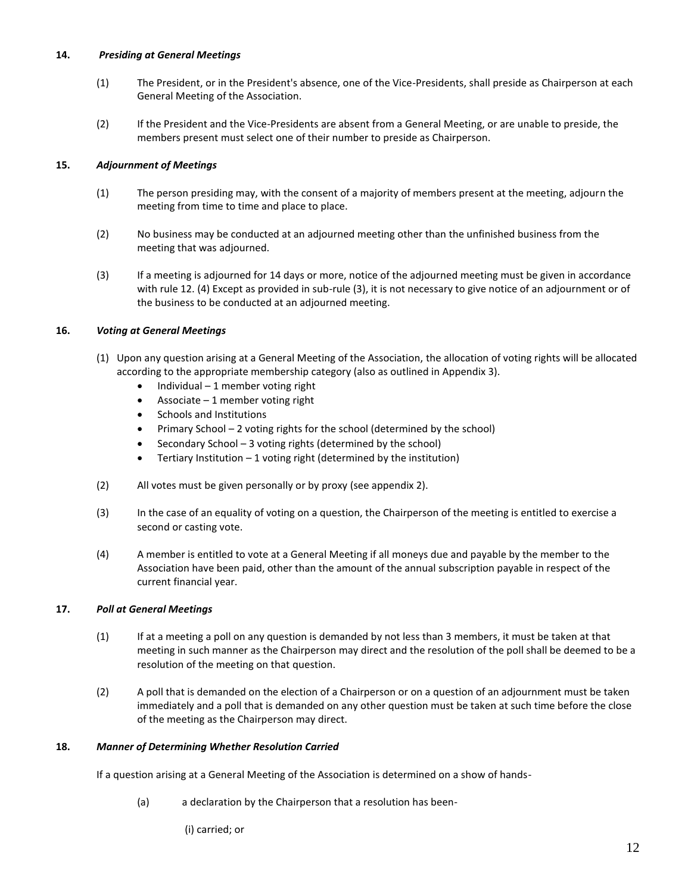**14.** ***Presiding at General Meetings***

(1) The President, or in the President's absence, one of the Vice-Presidents, shall preside as Chairperson at each General Meeting of the Association.

(2) If the President and the Vice-Presidents are absent from a General Meeting, or are unable to preside, the members present must select one of their number to preside as Chairperson.

**15.** ***Adjournment of Meetings***

(1) The person presiding may, with the consent of a majority of members present at the meeting, adjourn the meeting from time to time and place to place.

(2) No business may be conducted at an adjourned meeting other than the unfinished business from the meeting that was adjourned.

(3) If a meeting is adjourned for 14 days or more, notice of the adjourned meeting must be given in accordance with rule 12. (4) Except as provided in sub-rule (3), it is not necessary to give notice of an adjournment or of the business to be conducted at an adjourned meeting.

**16.** ***Voting at General Meetings***

(1) Upon any question arising at a General Meeting of the Association, the allocation of voting rights will be allocated according to the appropriate membership category (also as outlined in Appendix 3).

- Individual – 1 member voting right
- Associate – 1 member voting right
- Schools and Institutions
- Primary School – 2 voting rights for the school (determined by the school)
- Secondary School – 3 voting rights (determined by the school)
- Tertiary Institution – 1 voting right (determined by the institution)

(2) All votes must be given personally or by proxy (see appendix 2).

(3) In the case of an equality of voting on a question, the Chairperson of the meeting is entitled to exercise a second or casting vote.

(4) A member is entitled to vote at a General Meeting if all moneys due and payable by the member to the Association have been paid, other than the amount of the annual subscription payable in respect of the current financial year.

**17.** ***Poll at General Meetings***

(1) If at a meeting a poll on any question is demanded by not less than 3 members, it must be taken at that meeting in such manner as the Chairperson may direct and the resolution of the poll shall be deemed to be a resolution of the meeting on that question.

(2) A poll that is demanded on the election of a Chairperson or on a question of an adjournment must be taken immediately and a poll that is demanded on any other question must be taken at such time before the close of the meeting as the Chairperson may direct.

**18.** ***Manner of Determining Whether Resolution Carried***

If a question arising at a General Meeting of the Association is determined on a show of hands-

(a) a declaration by the Chairperson that a resolution has been-

(i) carried; or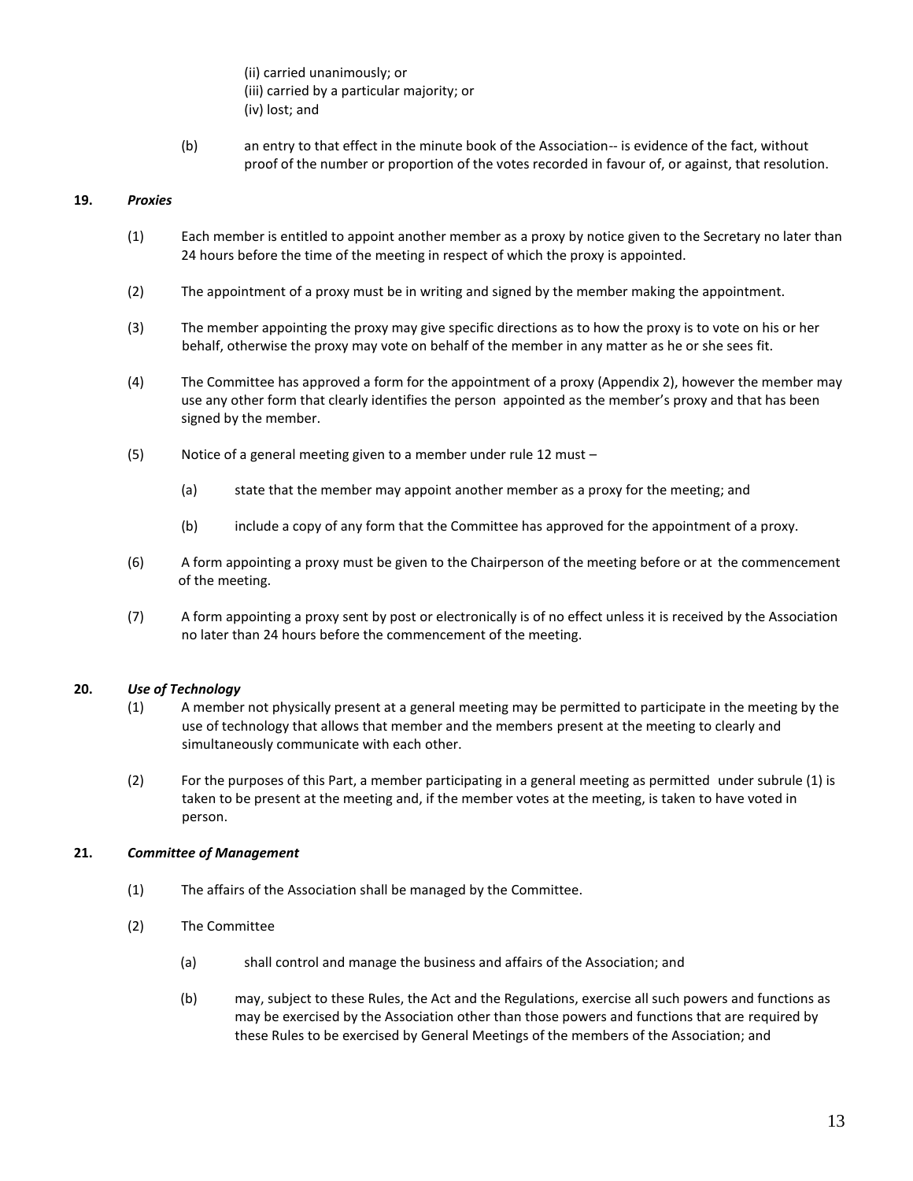(ii) carried unanimously; or
(iii) carried by a particular majority; or
(iv) lost; and

(b) an entry to that effect in the minute book of the Association-- is evidence of the fact, without proof of the number or proportion of the votes recorded in favour of, or against, that resolution.

**19.** ***Proxies***

(1) Each member is entitled to appoint another member as a proxy by notice given to the Secretary no later than 24 hours before the time of the meeting in respect of which the proxy is appointed.

(2) The appointment of a proxy must be in writing and signed by the member making the appointment.

(3) The member appointing the proxy may give specific directions as to how the proxy is to vote on his or her behalf, otherwise the proxy may vote on behalf of the member in any matter as he or she sees fit.

(4) The Committee has approved a form for the appointment of a proxy (Appendix 2), however the member may use any other form that clearly identifies the person appointed as the member's proxy and that has been signed by the member.

(5) Notice of a general meeting given to a member under rule 12 must –

(a) state that the member may appoint another member as a proxy for the meeting; and

(b) include a copy of any form that the Committee has approved for the appointment of a proxy.

(6) A form appointing a proxy must be given to the Chairperson of the meeting before or at the commencement of the meeting.

(7) A form appointing a proxy sent by post or electronically is of no effect unless it is received by the Association no later than 24 hours before the commencement of the meeting.

**20.** ***Use of Technology***

(1) A member not physically present at a general meeting may be permitted to participate in the meeting by the use of technology that allows that member and the members present at the meeting to clearly and simultaneously communicate with each other.

(2) For the purposes of this Part, a member participating in a general meeting as permitted under subrule (1) is taken to be present at the meeting and, if the member votes at the meeting, is taken to have voted in person.

**21.** ***Committee of Management***

(1) The affairs of the Association shall be managed by the Committee.

(2) The Committee

(a) shall control and manage the business and affairs of the Association; and

(b) may, subject to these Rules, the Act and the Regulations, exercise all such powers and functions as may be exercised by the Association other than those powers and functions that are required by these Rules to be exercised by General Meetings of the members of the Association; and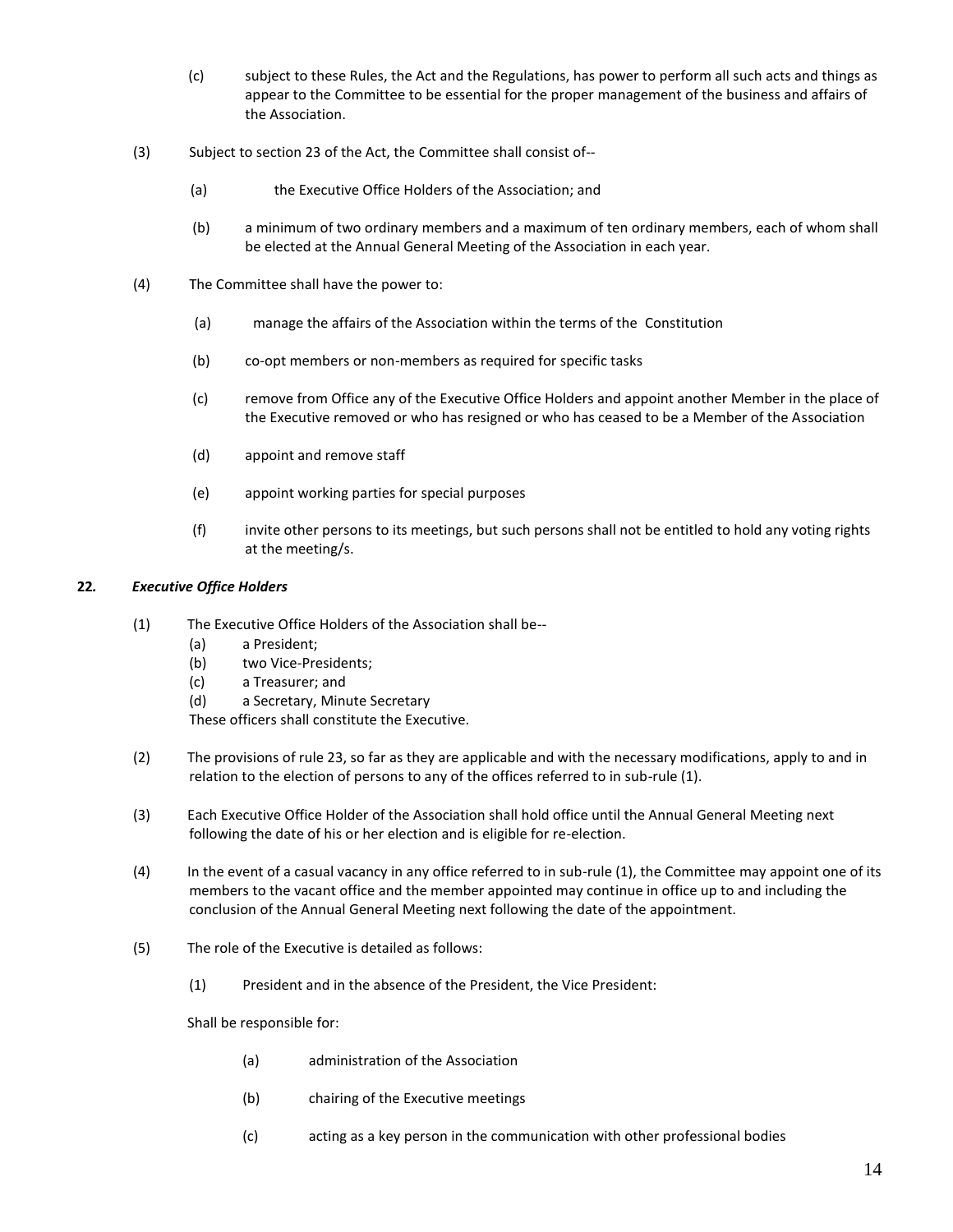(c) subject to these Rules, the Act and the Regulations, has power to perform all such acts and things as appear to the Committee to be essential for the proper management of the business and affairs of the Association.

(3) Subject to section 23 of the Act, the Committee shall consist of--

(a) the Executive Office Holders of the Association; and

(b) a minimum of two ordinary members and a maximum of ten ordinary members, each of whom shall be elected at the Annual General Meeting of the Association in each year.

(4) The Committee shall have the power to:

(a) manage the affairs of the Association within the terms of the Constitution

(b) co-opt members or non-members as required for specific tasks

(c) remove from Office any of the Executive Office Holders and appoint another Member in the place of the Executive removed or who has resigned or who has ceased to be a Member of the Association

(d) appoint and remove staff

(e) appoint working parties for special purposes

(f) invite other persons to its meetings, but such persons shall not be entitled to hold any voting rights at the meeting/s.

**22.** ***Executive Office Holders***

(1) The Executive Office Holders of the Association shall be--
(a) a President;
(b) two Vice-Presidents;
(c) a Treasurer; and
(d) a Secretary, Minute Secretary
These officers shall constitute the Executive.

(2) The provisions of rule 23, so far as they are applicable and with the necessary modifications, apply to and in relation to the election of persons to any of the offices referred to in sub-rule (1).

(3) Each Executive Office Holder of the Association shall hold office until the Annual General Meeting next following the date of his or her election and is eligible for re-election.

(4) In the event of a casual vacancy in any office referred to in sub-rule (1), the Committee may appoint one of its members to the vacant office and the member appointed may continue in office up to and including the conclusion of the Annual General Meeting next following the date of the appointment.

(5) The role of the Executive is detailed as follows:

(1) President and in the absence of the President, the Vice President:

Shall be responsible for:

(a) administration of the Association

(b) chairing of the Executive meetings

(c) acting as a key person in the communication with other professional bodies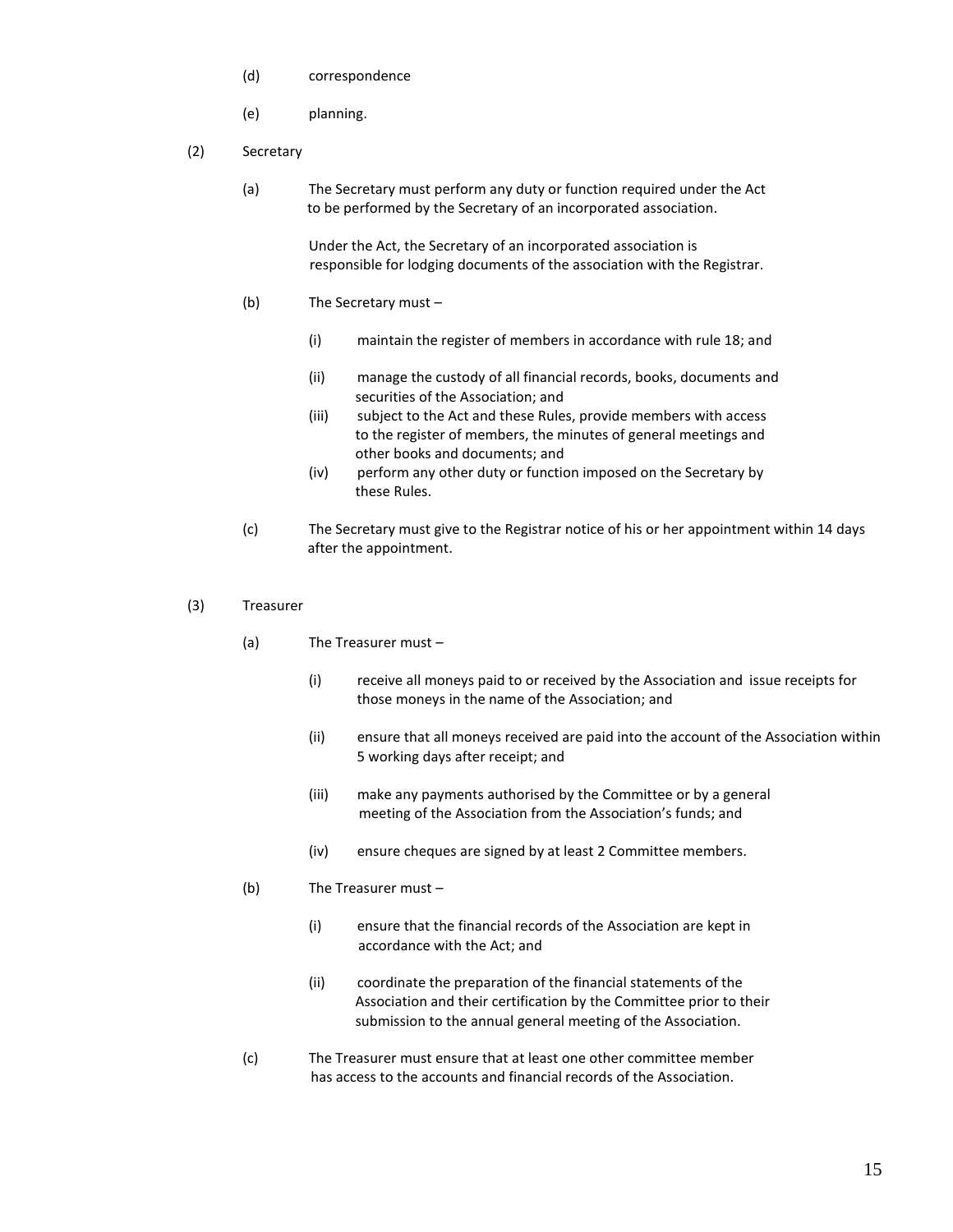(d) correspondence

(e) planning.

(2) Secretary

(a) The Secretary must perform any duty or function required under the Act to be performed by the Secretary of an incorporated association.

Under the Act, the Secretary of an incorporated association is responsible for lodging documents of the association with the Registrar.

(b) The Secretary must –

(i) maintain the register of members in accordance with rule 18; and

(ii) manage the custody of all financial records, books, documents and securities of the Association; and

(iii) subject to the Act and these Rules, provide members with access to the register of members, the minutes of general meetings and other books and documents; and

(iv) perform any other duty or function imposed on the Secretary by these Rules.

(c) The Secretary must give to the Registrar notice of his or her appointment within 14 days after the appointment.

(3) Treasurer

(a) The Treasurer must –

(i) receive all moneys paid to or received by the Association and issue receipts for those moneys in the name of the Association; and

(ii) ensure that all moneys received are paid into the account of the Association within 5 working days after receipt; and

(iii) make any payments authorised by the Committee or by a general meeting of the Association from the Association's funds; and

(iv) ensure cheques are signed by at least 2 Committee members.

(b) The Treasurer must –

(i) ensure that the financial records of the Association are kept in accordance with the Act; and

(ii) coordinate the preparation of the financial statements of the Association and their certification by the Committee prior to their submission to the annual general meeting of the Association.

(c) The Treasurer must ensure that at least one other committee member has access to the accounts and financial records of the Association.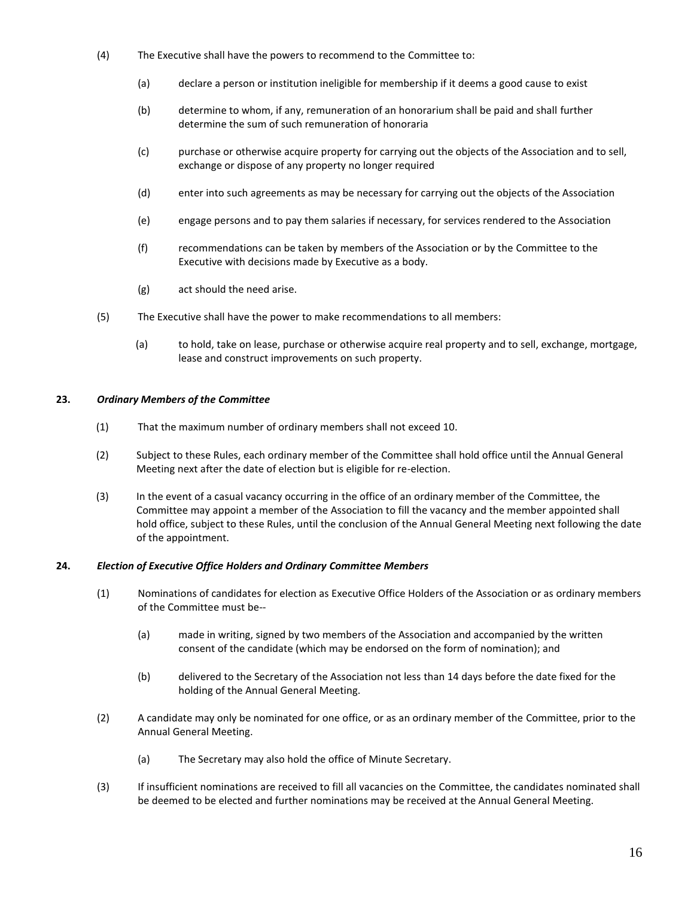(4) The Executive shall have the powers to recommend to the Committee to:

(a) declare a person or institution ineligible for membership if it deems a good cause to exist

(b) determine to whom, if any, remuneration of an honorarium shall be paid and shall further determine the sum of such remuneration of honoraria

(c) purchase or otherwise acquire property for carrying out the objects of the Association and to sell, exchange or dispose of any property no longer required

(d) enter into such agreements as may be necessary for carrying out the objects of the Association

(e) engage persons and to pay them salaries if necessary, for services rendered to the Association

(f) recommendations can be taken by members of the Association or by the Committee to the Executive with decisions made by Executive as a body.

(g) act should the need arise.

(5) The Executive shall have the power to make recommendations to all members:

(a) to hold, take on lease, purchase or otherwise acquire real property and to sell, exchange, mortgage, lease and construct improvements on such property.

**23. *Ordinary Members of the Committee***

(1) That the maximum number of ordinary members shall not exceed 10.

(2) Subject to these Rules, each ordinary member of the Committee shall hold office until the Annual General Meeting next after the date of election but is eligible for re-election.

(3) In the event of a casual vacancy occurring in the office of an ordinary member of the Committee, the Committee may appoint a member of the Association to fill the vacancy and the member appointed shall hold office, subject to these Rules, until the conclusion of the Annual General Meeting next following the date of the appointment.

**24. *Election of Executive Office Holders and Ordinary Committee Members***

(1) Nominations of candidates for election as Executive Office Holders of the Association or as ordinary members of the Committee must be--

(a) made in writing, signed by two members of the Association and accompanied by the written consent of the candidate (which may be endorsed on the form of nomination); and

(b) delivered to the Secretary of the Association not less than 14 days before the date fixed for the holding of the Annual General Meeting.

(2) A candidate may only be nominated for one office, or as an ordinary member of the Committee, prior to the Annual General Meeting.

(a) The Secretary may also hold the office of Minute Secretary.

(3) If insufficient nominations are received to fill all vacancies on the Committee, the candidates nominated shall be deemed to be elected and further nominations may be received at the Annual General Meeting.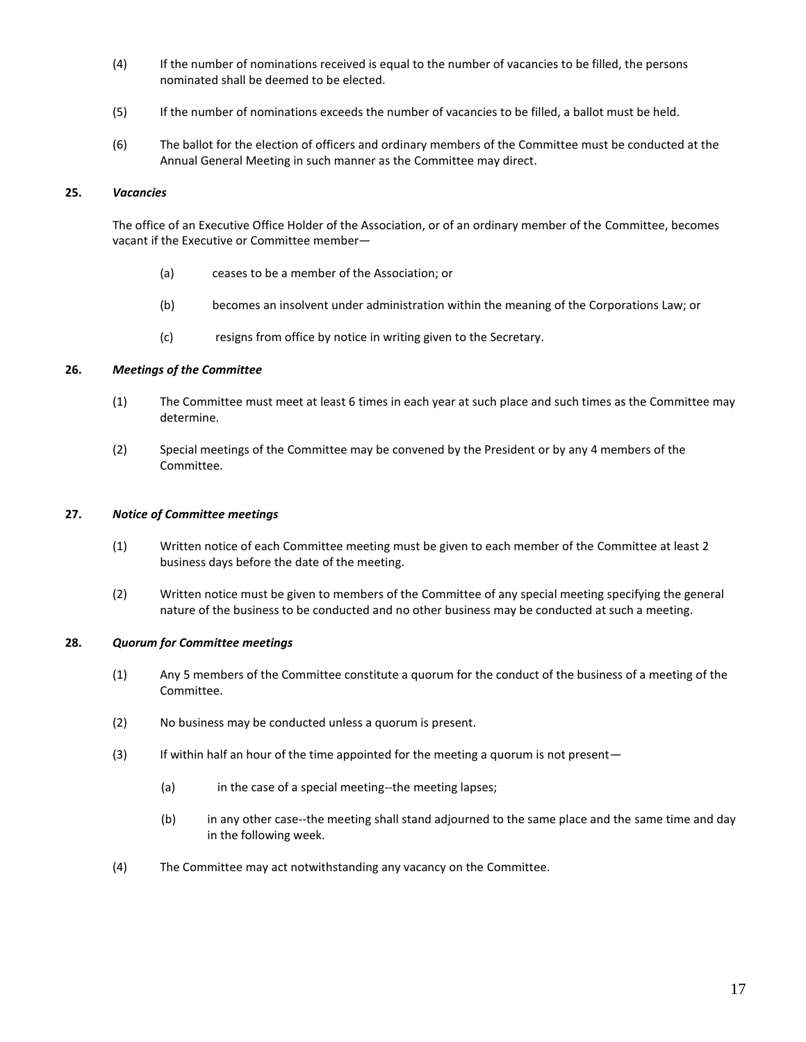(4) If the number of nominations received is equal to the number of vacancies to be filled, the persons nominated shall be deemed to be elected.

(5) If the number of nominations exceeds the number of vacancies to be filled, a ballot must be held.

(6) The ballot for the election of officers and ordinary members of the Committee must be conducted at the Annual General Meeting in such manner as the Committee may direct.

**25. *Vacancies***

The office of an Executive Office Holder of the Association, or of an ordinary member of the Committee, becomes vacant if the Executive or Committee member—

(a) ceases to be a member of the Association; or

(b) becomes an insolvent under administration within the meaning of the Corporations Law; or

(c) resigns from office by notice in writing given to the Secretary.

**26. *Meetings of the Committee***

(1) The Committee must meet at least 6 times in each year at such place and such times as the Committee may determine.

(2) Special meetings of the Committee may be convened by the President or by any 4 members of the Committee.

**27. *Notice of Committee meetings***

(1) Written notice of each Committee meeting must be given to each member of the Committee at least 2 business days before the date of the meeting.

(2) Written notice must be given to members of the Committee of any special meeting specifying the general nature of the business to be conducted and no other business may be conducted at such a meeting.

**28. *Quorum for Committee meetings***

(1) Any 5 members of the Committee constitute a quorum for the conduct of the business of a meeting of the Committee.

(2) No business may be conducted unless a quorum is present.

(3) If within half an hour of the time appointed for the meeting a quorum is not present—

(a) in the case of a special meeting--the meeting lapses;

(b) in any other case--the meeting shall stand adjourned to the same place and the same time and day in the following week.

(4) The Committee may act notwithstanding any vacancy on the Committee.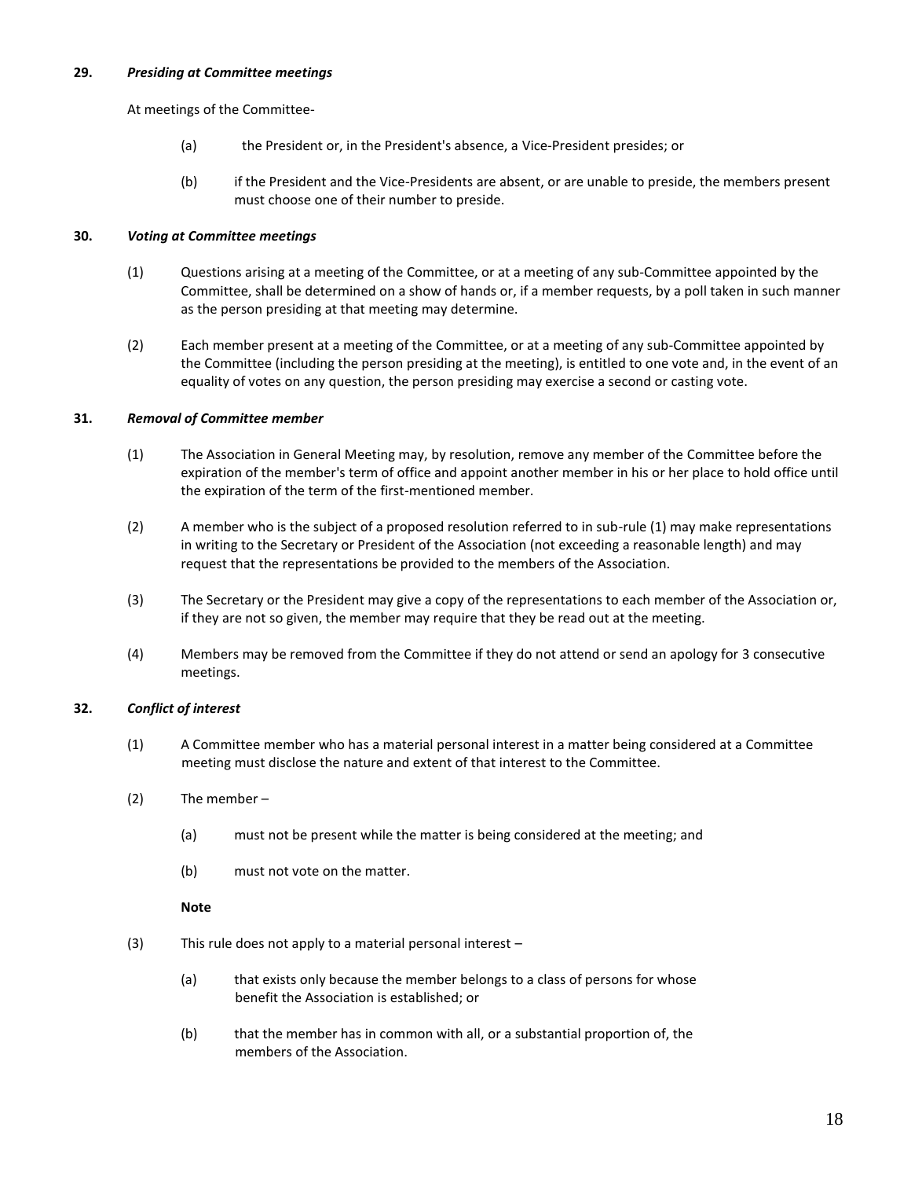**29.** ***Presiding at Committee meetings***

At meetings of the Committee-

(a) the President or, in the President's absence, a Vice-President presides; or

(b) if the President and the Vice-Presidents are absent, or are unable to preside, the members present must choose one of their number to preside.

**30.** ***Voting at Committee meetings***

(1) Questions arising at a meeting of the Committee, or at a meeting of any sub-Committee appointed by the Committee, shall be determined on a show of hands or, if a member requests, by a poll taken in such manner as the person presiding at that meeting may determine.

(2) Each member present at a meeting of the Committee, or at a meeting of any sub-Committee appointed by the Committee (including the person presiding at the meeting), is entitled to one vote and, in the event of an equality of votes on any question, the person presiding may exercise a second or casting vote.

**31.** ***Removal of Committee member***

(1) The Association in General Meeting may, by resolution, remove any member of the Committee before the expiration of the member's term of office and appoint another member in his or her place to hold office until the expiration of the term of the first-mentioned member.

(2) A member who is the subject of a proposed resolution referred to in sub-rule (1) may make representations in writing to the Secretary or President of the Association (not exceeding a reasonable length) and may request that the representations be provided to the members of the Association.

(3) The Secretary or the President may give a copy of the representations to each member of the Association or, if they are not so given, the member may require that they be read out at the meeting.

(4) Members may be removed from the Committee if they do not attend or send an apology for 3 consecutive meetings.

**32.** ***Conflict of interest***

(1) A Committee member who has a material personal interest in a matter being considered at a Committee meeting must disclose the nature and extent of that interest to the Committee.

(2) The member –

(a) must not be present while the matter is being considered at the meeting; and

(b) must not vote on the matter.

**Note**

(3) This rule does not apply to a material personal interest –

(a) that exists only because the member belongs to a class of persons for whose benefit the Association is established; or

(b) that the member has in common with all, or a substantial proportion of, the members of the Association.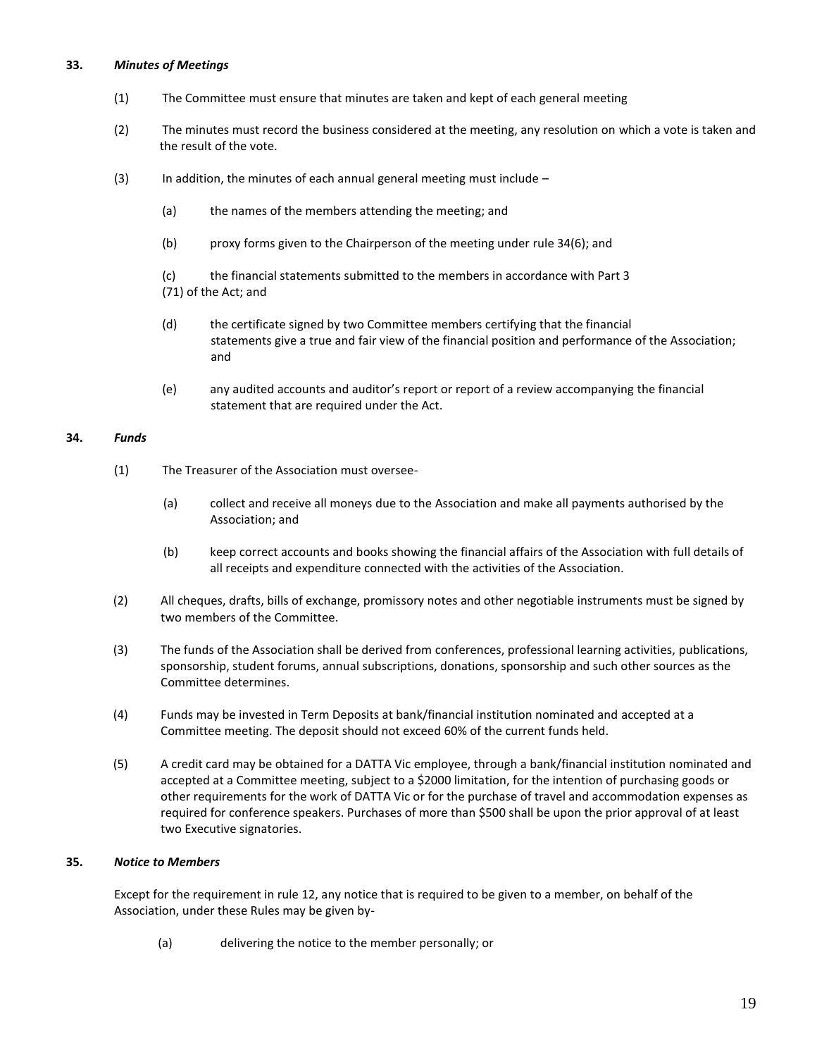**33.** ***Minutes of Meetings***

(1) The Committee must ensure that minutes are taken and kept of each general meeting

(2) The minutes must record the business considered at the meeting, any resolution on which a vote is taken and the result of the vote.

(3) In addition, the minutes of each annual general meeting must include –

(a) the names of the members attending the meeting; and

(b) proxy forms given to the Chairperson of the meeting under rule 34(6); and

(c) the financial statements submitted to the members in accordance with Part 3 (71) of the Act; and

(d) the certificate signed by two Committee members certifying that the financial statements give a true and fair view of the financial position and performance of the Association; and

(e) any audited accounts and auditor's report or report of a review accompanying the financial statement that are required under the Act.

**34.** ***Funds***

(1) The Treasurer of the Association must oversee-

(a) collect and receive all moneys due to the Association and make all payments authorised by the Association; and

(b) keep correct accounts and books showing the financial affairs of the Association with full details of all receipts and expenditure connected with the activities of the Association.

(2) All cheques, drafts, bills of exchange, promissory notes and other negotiable instruments must be signed by two members of the Committee.

(3) The funds of the Association shall be derived from conferences, professional learning activities, publications, sponsorship, student forums, annual subscriptions, donations, sponsorship and such other sources as the Committee determines.

(4) Funds may be invested in Term Deposits at bank/financial institution nominated and accepted at a Committee meeting. The deposit should not exceed 60% of the current funds held.

(5) A credit card may be obtained for a DATTA Vic employee, through a bank/financial institution nominated and accepted at a Committee meeting, subject to a $2000 limitation, for the intention of purchasing goods or other requirements for the work of DATTA Vic or for the purchase of travel and accommodation expenses as required for conference speakers. Purchases of more than $500 shall be upon the prior approval of at least two Executive signatories.

**35.** ***Notice to Members***

Except for the requirement in rule 12, any notice that is required to be given to a member, on behalf of the Association, under these Rules may be given by-

(a) delivering the notice to the member personally; or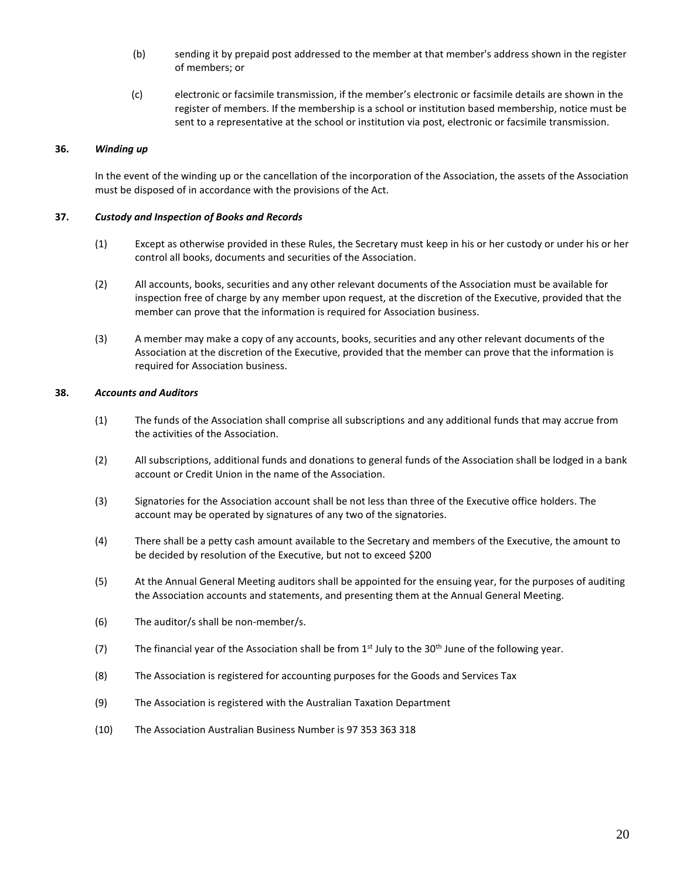(b) sending it by prepaid post addressed to the member at that member's address shown in the register of members; or

(c) electronic or facsimile transmission, if the member's electronic or facsimile details are shown in the register of members. If the membership is a school or institution based membership, notice must be sent to a representative at the school or institution via post, electronic or facsimile transmission.

**36. *Winding up***

In the event of the winding up or the cancellation of the incorporation of the Association, the assets of the Association must be disposed of in accordance with the provisions of the Act.

**37. *Custody and Inspection of Books and Records***

(1) Except as otherwise provided in these Rules, the Secretary must keep in his or her custody or under his or her control all books, documents and securities of the Association.

(2) All accounts, books, securities and any other relevant documents of the Association must be available for inspection free of charge by any member upon request, at the discretion of the Executive, provided that the member can prove that the information is required for Association business.

(3) A member may make a copy of any accounts, books, securities and any other relevant documents of the Association at the discretion of the Executive, provided that the member can prove that the information is required for Association business.

**38. *Accounts and Auditors***

(1) The funds of the Association shall comprise all subscriptions and any additional funds that may accrue from the activities of the Association.

(2) All subscriptions, additional funds and donations to general funds of the Association shall be lodged in a bank account or Credit Union in the name of the Association.

(3) Signatories for the Association account shall be not less than three of the Executive office holders. The account may be operated by signatures of any two of the signatories.

(4) There shall be a petty cash amount available to the Secretary and members of the Executive, the amount to be decided by resolution of the Executive, but not to exceed $200

(5) At the Annual General Meeting auditors shall be appointed for the ensuing year, for the purposes of auditing the Association accounts and statements, and presenting them at the Annual General Meeting.

(6) The auditor/s shall be non-member/s.

(7) The financial year of the Association shall be from 1st July to the 30th June of the following year.

(8) The Association is registered for accounting purposes for the Goods and Services Tax

(9) The Association is registered with the Australian Taxation Department

(10) The Association Australian Business Number is 97 353 363 318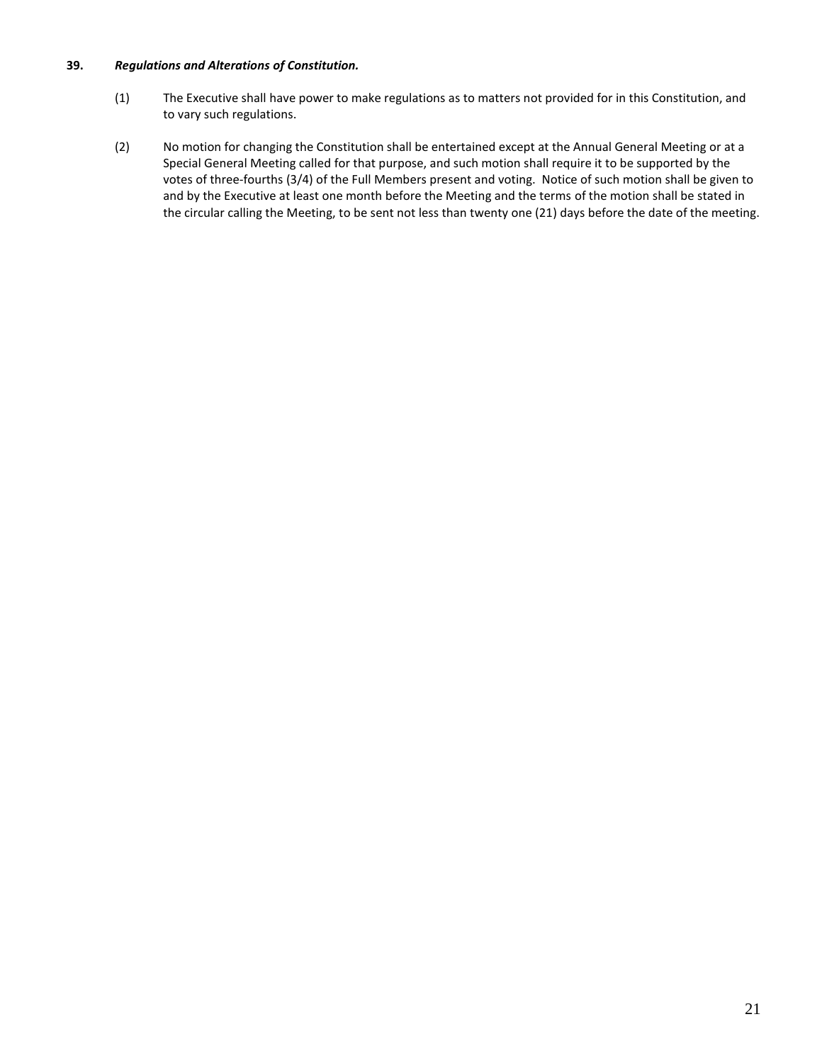**39. *Regulations and Alterations of Constitution.***

(1) The Executive shall have power to make regulations as to matters not provided for in this Constitution, and to vary such regulations.

(2) No motion for changing the Constitution shall be entertained except at the Annual General Meeting or at a Special General Meeting called for that purpose, and such motion shall require it to be supported by the votes of three-fourths (3/4) of the Full Members present and voting. Notice of such motion shall be given to and by the Executive at least one month before the Meeting and the terms of the motion shall be stated in the circular calling the Meeting, to be sent not less than twenty one (21) days before the date of the meeting.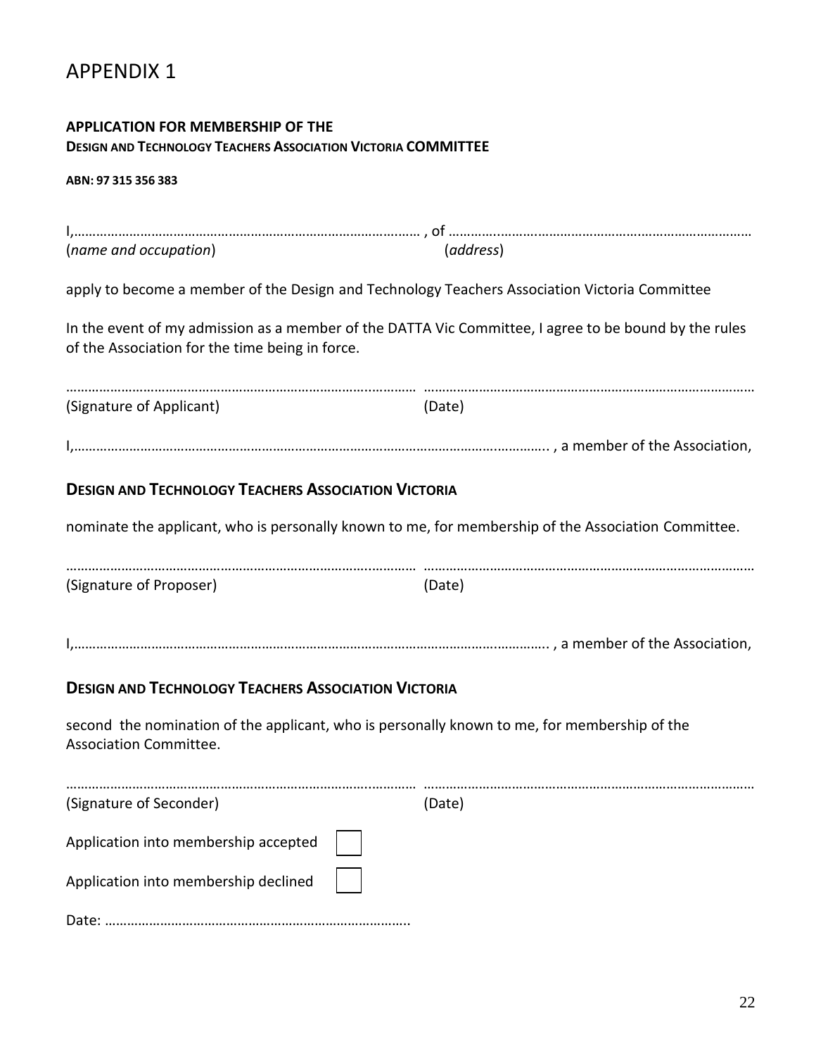# APPENDIX 1

**APPLICATION FOR MEMBERSHIP OF THE**
**DESIGN AND TECHNOLOGY TEACHERS ASSOCIATION VICTORIA COMMITTEE**

**ABN: 97 315 356 383**

I,……………………………………………………………………………… , of ………………………………………………………………………
(*name and occupation*) (*address*)

apply to become a member of the Design and Technology Teachers Association Victoria Committee

In the event of my admission as a member of the DATTA Vic Committee, I agree to be bound by the rules of the Association for the time being in force.

……………………………………………………………………………… ………………………………………………………………………………
(Signature of Applicant) (Date)

I,……………………………………………………………………………………………………………….. , a member of the Association,

**DESIGN AND TECHNOLOGY TEACHERS ASSOCIATION VICTORIA**

nominate the applicant, who is personally known to me, for membership of the Association Committee.

……………………………………………………………………………… ………………………………………………………………………………
(Signature of Proposer) (Date)

I,……………………………………………………………………………………………………………….. , a member of the Association,

**DESIGN AND TECHNOLOGY TEACHERS ASSOCIATION VICTORIA**

second the nomination of the applicant, who is personally known to me, for membership of the Association Committee.

……………………………………………………………………………… ………………………………………………………………………………
(Signature of Seconder) (Date)

Application into membership accepted ☐

Application into membership declined ☐

Date: ………………………………………………………………………..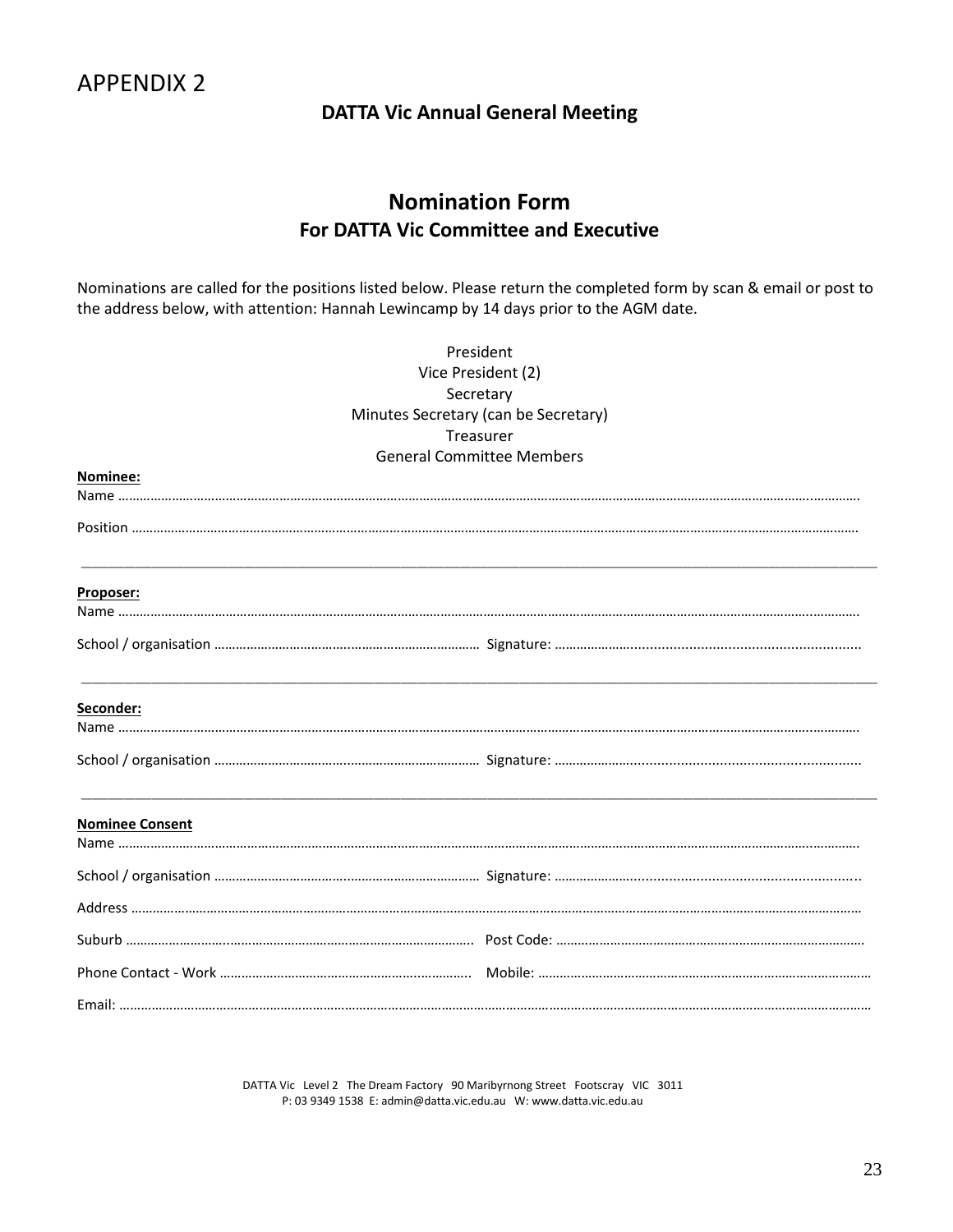# APPENDIX 2

**DATTA Vic Annual General Meeting**

## Nomination Form

### For DATTA Vic Committee and Executive

Nominations are called for the positions listed below. Please return the completed form by scan & email or post to the address below, with attention: Hannah Lewincamp by 14 days prior to the AGM date.

President
Vice President (2)
Secretary
Minutes Secretary (can be Secretary)
Treasurer
General Committee Members

**Nominee:**

Name ……………………………………………………………………………………………………………………………………………………

Position ………………………………………………………………………………………………………………………………………………

---

**Proposer:**

Name ……………………………………………………………………………………………………………………………………………………

School / organisation ………………………………………………………… Signature: …………………………………………………………

---

**Seconder:**

Name ……………………………………………………………………………………………………………………………………………………

School / organisation ………………………………………………………… Signature: …………………………………………………………

---

**Nominee Consent**

Name ……………………………………………………………………………………………………………………………………………………

School / organisation ………………………………………………………… Signature: …………………………………………………………

Address ………………………………………………………………………………………………………………………………………………

Suburb ……………………………………………………………………… Post Code: ………………………………………………………………

Phone Contact - Work ……………………………………………………… Mobile: …………………………………………………………………

Email: …………………………………………………………………………………………………………………………………………………

DATTA Vic Level 2 The Dream Factory 90 Maribyrnong Street Footscray VIC 3011
P: 03 9349 1538 E: admin@datta.vic.edu.au W: www.datta.vic.edu.au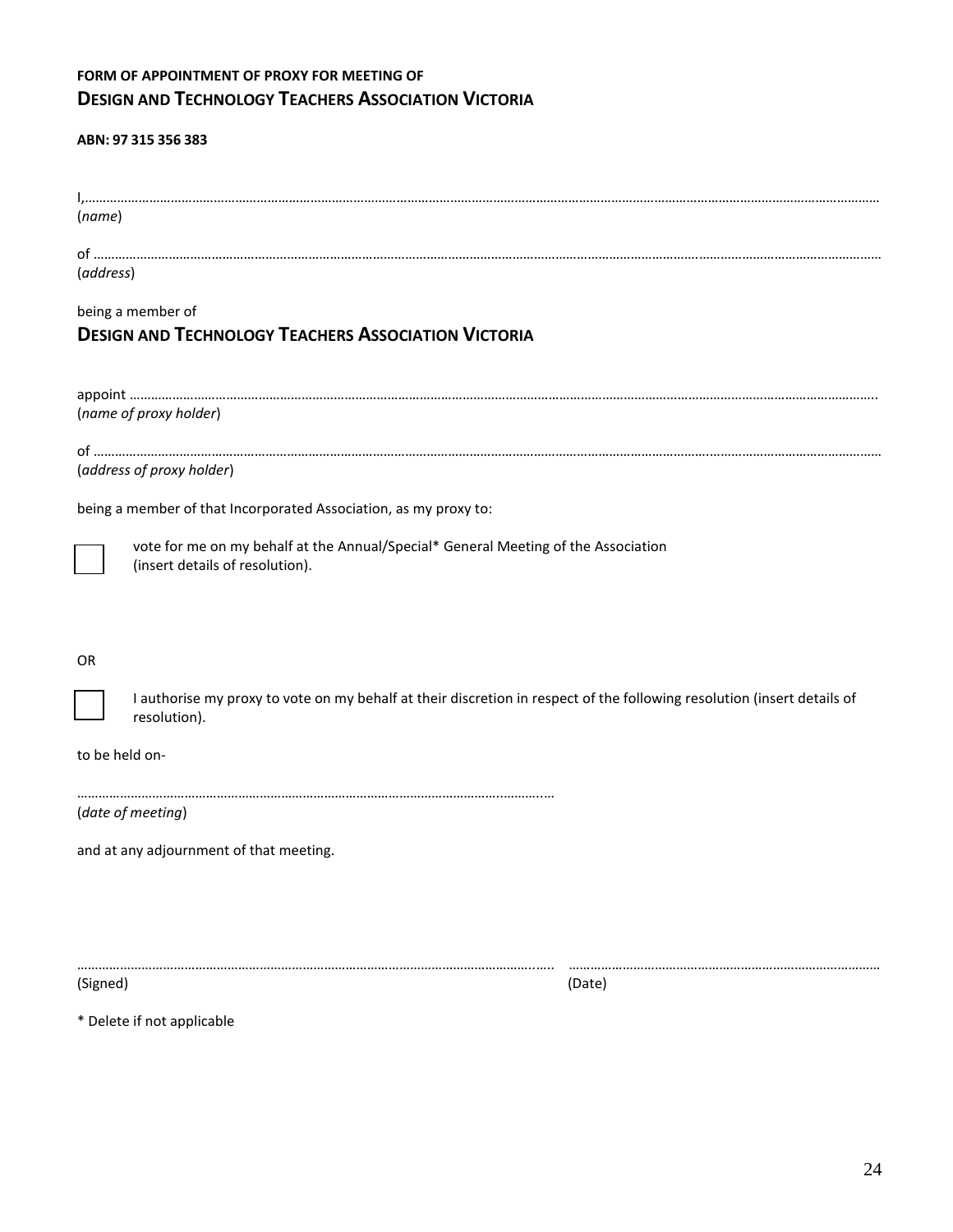**FORM OF APPOINTMENT OF PROXY FOR MEETING OF**

## DESIGN AND TECHNOLOGY TEACHERS ASSOCIATION VICTORIA

**ABN: 97 315 356 383**

I,……………………………………………………………………………………………………………………………………………………………………………
(*name*)

of ……………………………………………………………………………………………………………………………………………………………………………
(*address*)

being a member of

**DESIGN AND TECHNOLOGY TEACHERS ASSOCIATION VICTORIA**

appoint …………………………………………………………………………………………………………………………………………………………………….
(*name of proxy holder*)

of ……………………………………………………………………………………………………………………………………………………………………………
(*address of proxy holder*)

being a member of that Incorporated Association, as my proxy to:

☐ vote for me on my behalf at the Annual/Special* General Meeting of the Association (insert details of resolution).

OR

☐ I authorise my proxy to vote on my behalf at their discretion in respect of the following resolution (insert details of resolution).

to be held on-

…………………………………………………………………………………………………………….…
(*date of meeting*)

and at any adjournment of that meeting.

……………………………………………………………………………………………………………….. ……………………………………………………………………………
(Signed) (Date)

\* Delete if not applicable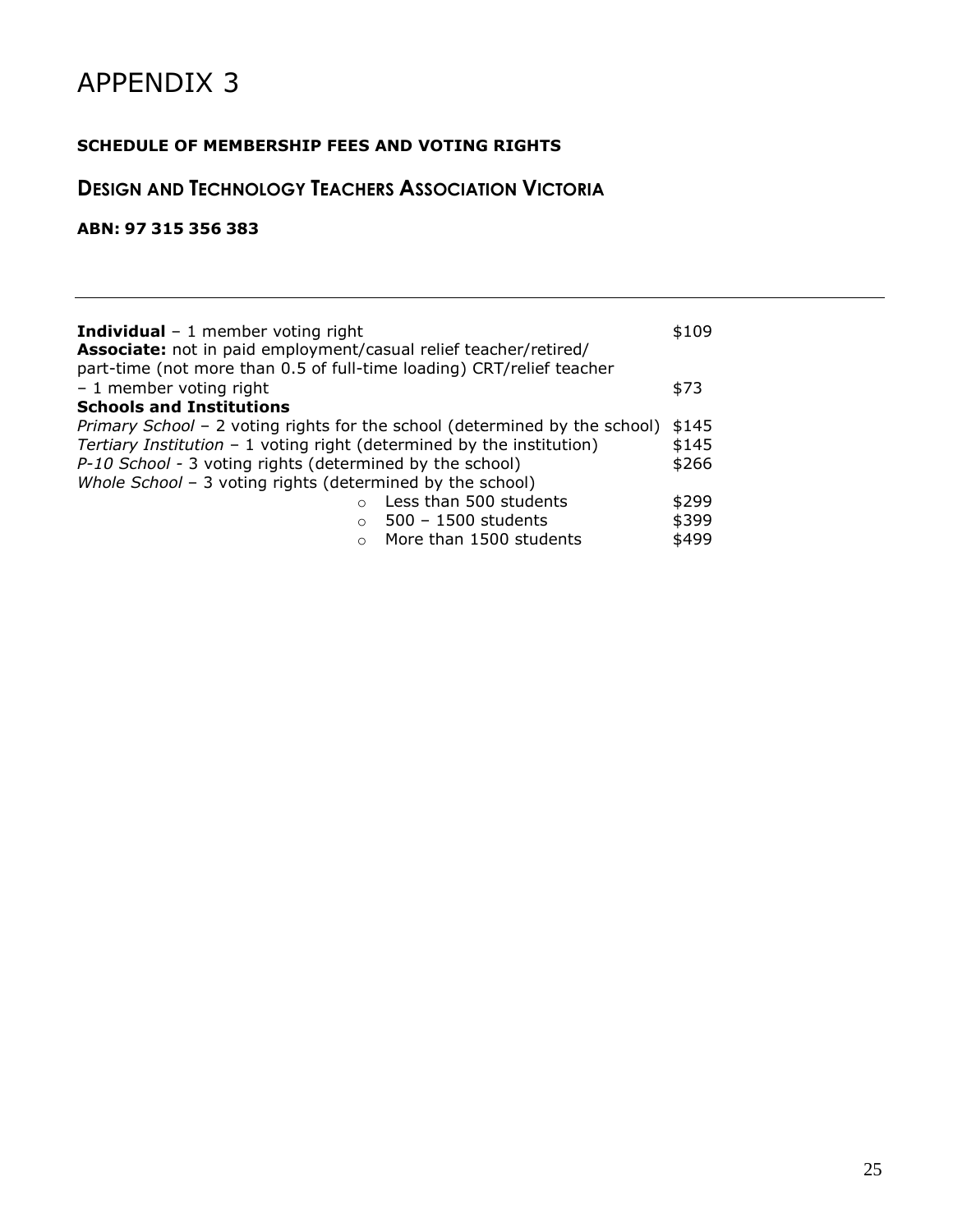# APPENDIX 3

**SCHEDULE OF MEMBERSHIP FEES AND VOTING RIGHTS**

## DESIGN AND TECHNOLOGY TEACHERS ASSOCIATION VICTORIA

**ABN: 97 315 356 383**

---

| | |
|---|---|
| **Individual** – 1 member voting right | $109 |
| **Associate:** not in paid employment/casual relief teacher/retired/ part-time (not more than 0.5 of full-time loading) CRT/relief teacher – 1 member voting right | $73 |
| **Schools and Institutions** | |
| *Primary School* – 2 voting rights for the school (determined by the school) | $145 |
| *Tertiary Institution* – 1 voting right (determined by the institution) | $145 |
| *P-10 School* - 3 voting rights (determined by the school) | $266 |
| *Whole School* – 3 voting rights (determined by the school) | |
| ○ Less than 500 students | $299 |
| ○ 500 – 1500 students | $399 |
| ○ More than 1500 students | $499 |